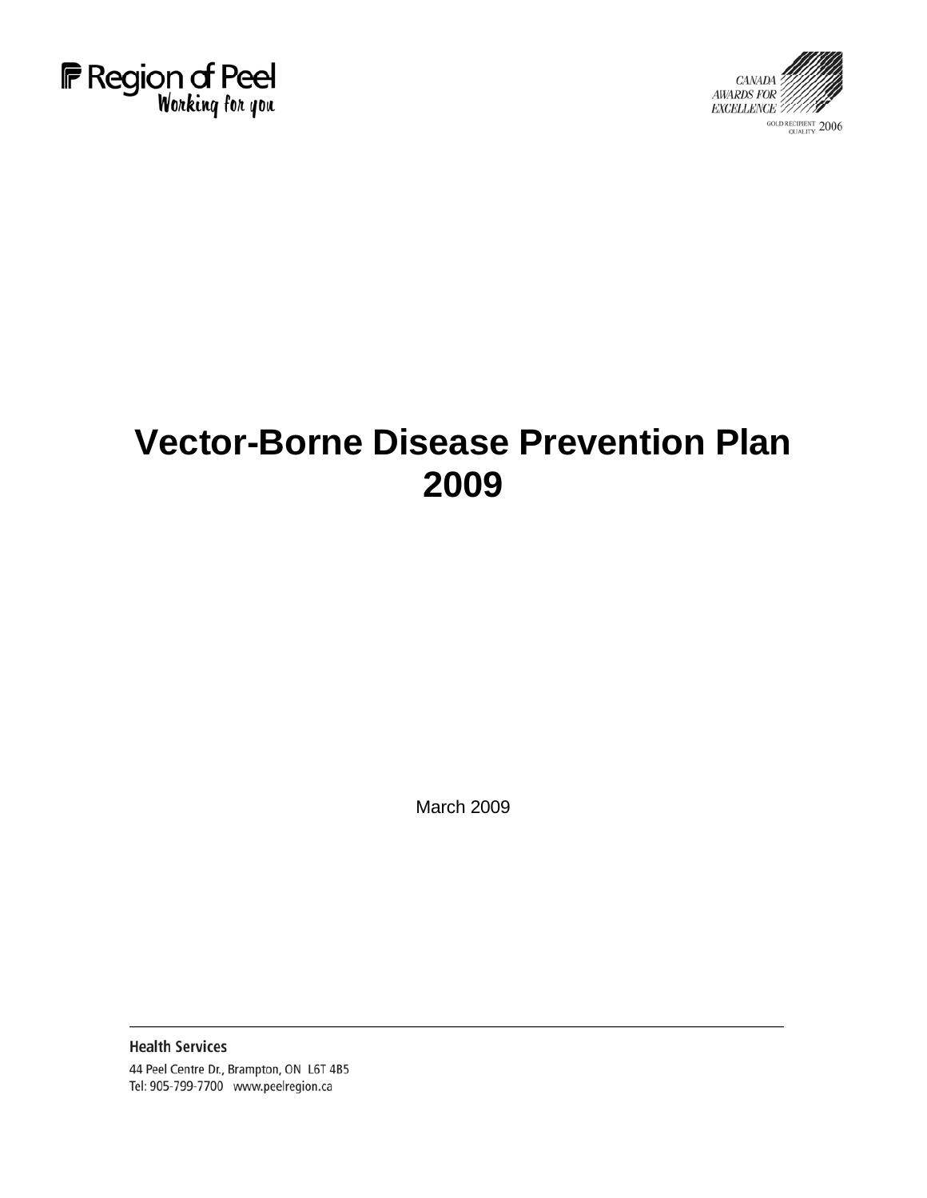Region of Peel
Working for you

CANADA AWARDS FOR EXCELLENCE
GOLD RECIPIENT QUALITY 2006

# Vector-Borne Disease Prevention Plan 2009

March 2009

**Health Services**

44 Peel Centre Dr., Brampton, ON L6T 4B5

Tel: 905-799-7700 www.peelregion.ca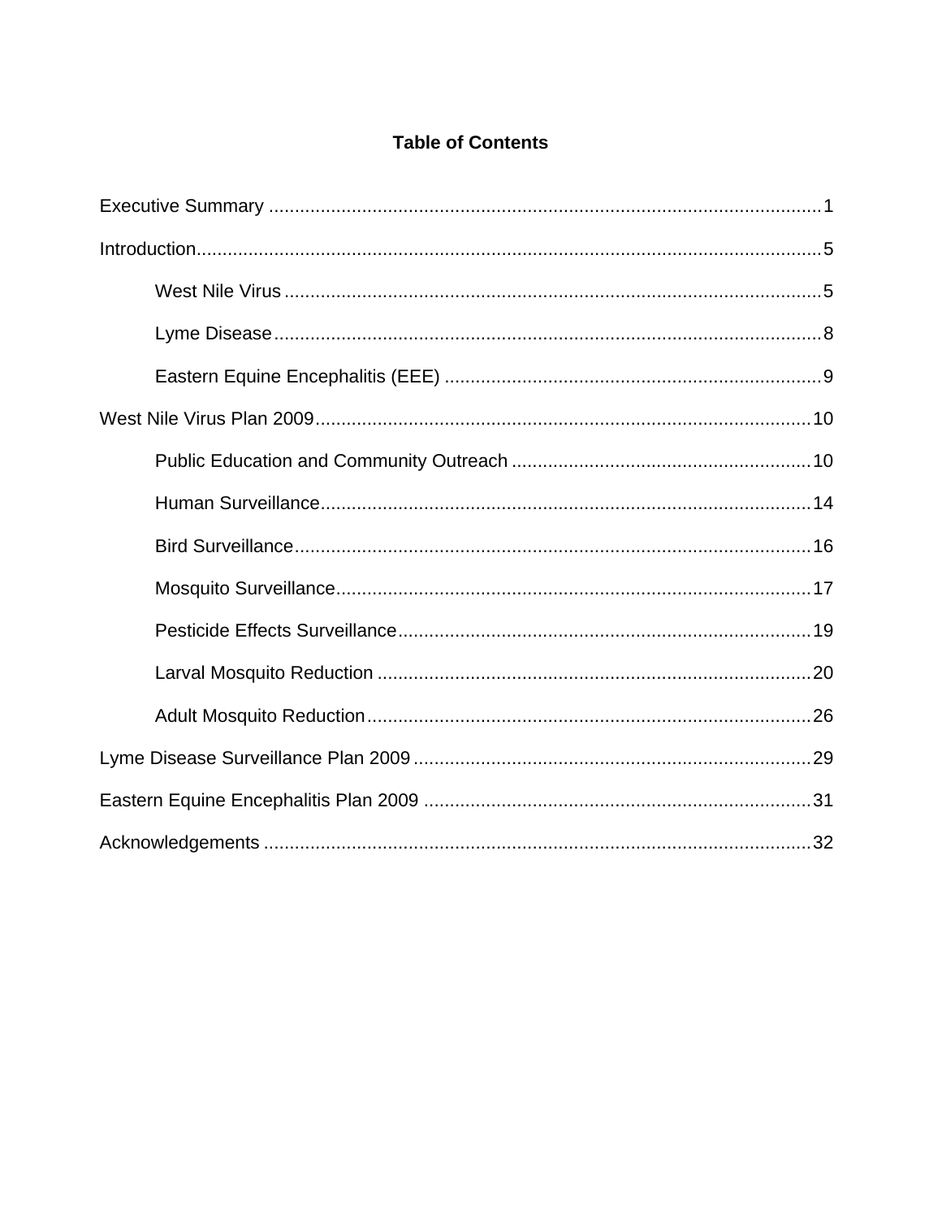# Table of Contents

Executive Summary .......... 1

Introduction .......... 5

- West Nile Virus .......... 5
- Lyme Disease .......... 8
- Eastern Equine Encephalitis (EEE) .......... 9

West Nile Virus Plan 2009 .......... 10

- Public Education and Community Outreach .......... 10
- Human Surveillance .......... 14
- Bird Surveillance .......... 16
- Mosquito Surveillance .......... 17
- Pesticide Effects Surveillance .......... 19
- Larval Mosquito Reduction .......... 20
- Adult Mosquito Reduction .......... 26

Lyme Disease Surveillance Plan 2009 .......... 29

Eastern Equine Encephalitis Plan 2009 .......... 31

Acknowledgements .......... 32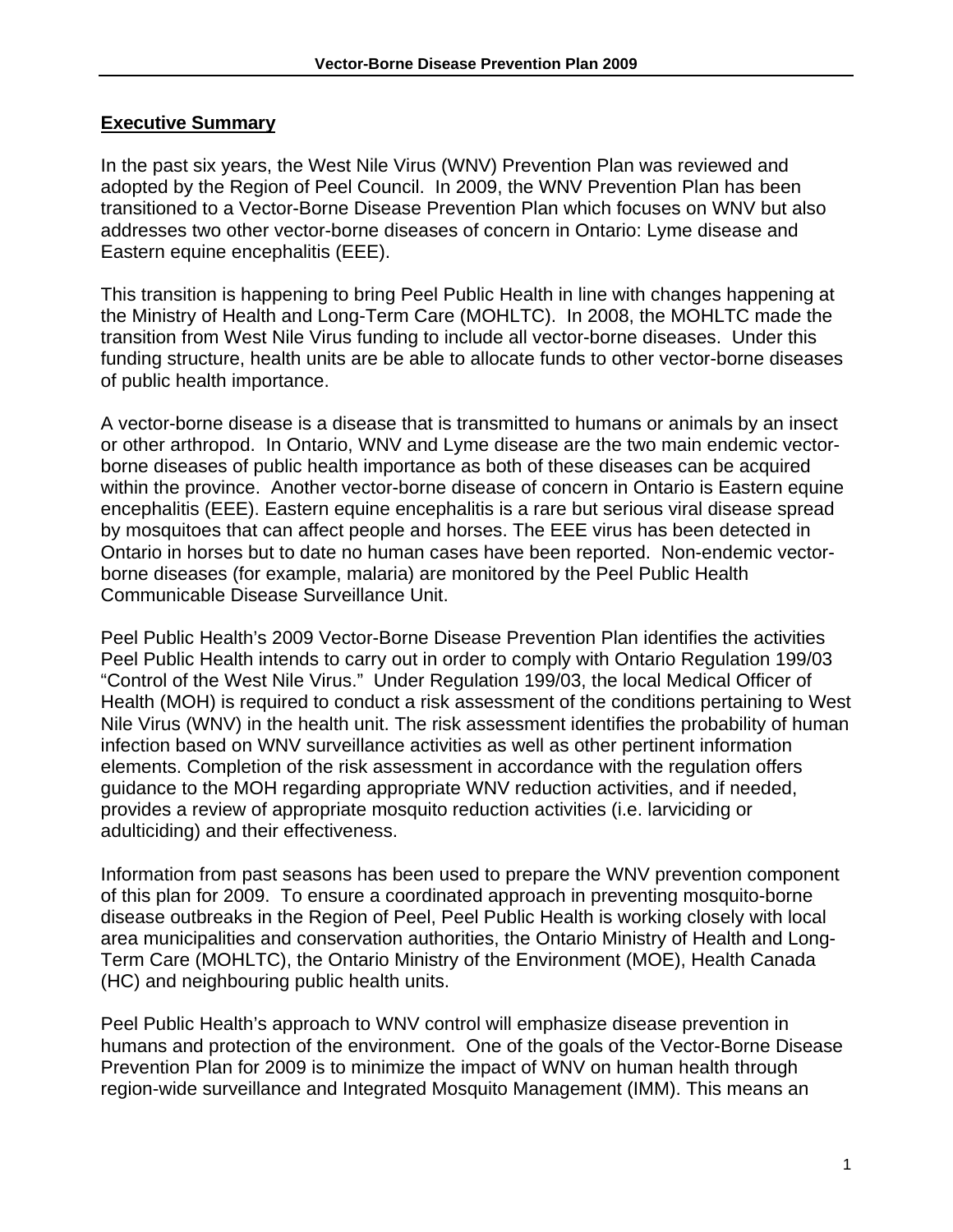## Executive Summary

In the past six years, the West Nile Virus (WNV) Prevention Plan was reviewed and adopted by the Region of Peel Council. In 2009, the WNV Prevention Plan has been transitioned to a Vector-Borne Disease Prevention Plan which focuses on WNV but also addresses two other vector-borne diseases of concern in Ontario: Lyme disease and Eastern equine encephalitis (EEE).

This transition is happening to bring Peel Public Health in line with changes happening at the Ministry of Health and Long-Term Care (MOHLTC). In 2008, the MOHLTC made the transition from West Nile Virus funding to include all vector-borne diseases. Under this funding structure, health units are be able to allocate funds to other vector-borne diseases of public health importance.

A vector-borne disease is a disease that is transmitted to humans or animals by an insect or other arthropod. In Ontario, WNV and Lyme disease are the two main endemic vector-borne diseases of public health importance as both of these diseases can be acquired within the province. Another vector-borne disease of concern in Ontario is Eastern equine encephalitis (EEE). Eastern equine encephalitis is a rare but serious viral disease spread by mosquitoes that can affect people and horses. The EEE virus has been detected in Ontario in horses but to date no human cases have been reported. Non-endemic vector-borne diseases (for example, malaria) are monitored by the Peel Public Health Communicable Disease Surveillance Unit.

Peel Public Health's 2009 Vector-Borne Disease Prevention Plan identifies the activities Peel Public Health intends to carry out in order to comply with Ontario Regulation 199/03 "Control of the West Nile Virus." Under Regulation 199/03, the local Medical Officer of Health (MOH) is required to conduct a risk assessment of the conditions pertaining to West Nile Virus (WNV) in the health unit. The risk assessment identifies the probability of human infection based on WNV surveillance activities as well as other pertinent information elements. Completion of the risk assessment in accordance with the regulation offers guidance to the MOH regarding appropriate WNV reduction activities, and if needed, provides a review of appropriate mosquito reduction activities (i.e. larviciding or adulticiding) and their effectiveness.

Information from past seasons has been used to prepare the WNV prevention component of this plan for 2009. To ensure a coordinated approach in preventing mosquito-borne disease outbreaks in the Region of Peel, Peel Public Health is working closely with local area municipalities and conservation authorities, the Ontario Ministry of Health and Long-Term Care (MOHLTC), the Ontario Ministry of the Environment (MOE), Health Canada (HC) and neighbouring public health units.

Peel Public Health's approach to WNV control will emphasize disease prevention in humans and protection of the environment. One of the goals of the Vector-Borne Disease Prevention Plan for 2009 is to minimize the impact of WNV on human health through region-wide surveillance and Integrated Mosquito Management (IMM). This means an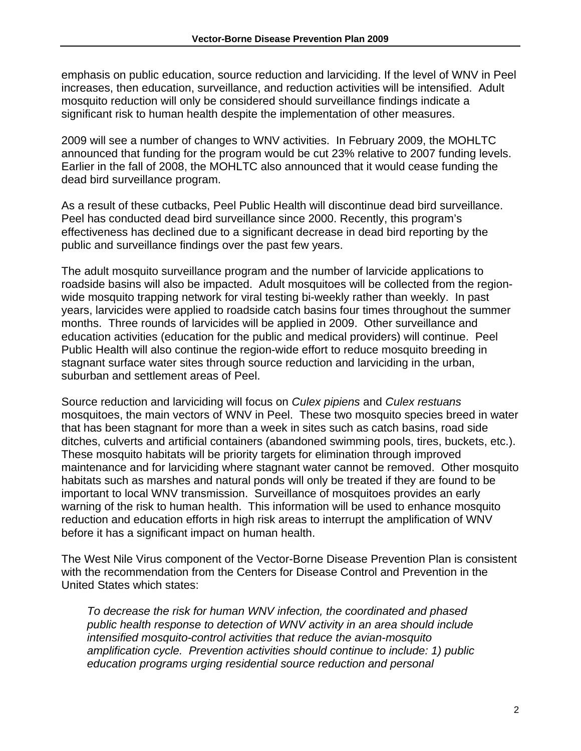emphasis on public education, source reduction and larviciding. If the level of WNV in Peel increases, then education, surveillance, and reduction activities will be intensified. Adult mosquito reduction will only be considered should surveillance findings indicate a significant risk to human health despite the implementation of other measures.

2009 will see a number of changes to WNV activities. In February 2009, the MOHLTC announced that funding for the program would be cut 23% relative to 2007 funding levels. Earlier in the fall of 2008, the MOHLTC also announced that it would cease funding the dead bird surveillance program.

As a result of these cutbacks, Peel Public Health will discontinue dead bird surveillance. Peel has conducted dead bird surveillance since 2000. Recently, this program's effectiveness has declined due to a significant decrease in dead bird reporting by the public and surveillance findings over the past few years.

The adult mosquito surveillance program and the number of larvicide applications to roadside basins will also be impacted. Adult mosquitoes will be collected from the region-wide mosquito trapping network for viral testing bi-weekly rather than weekly. In past years, larvicides were applied to roadside catch basins four times throughout the summer months. Three rounds of larvicides will be applied in 2009. Other surveillance and education activities (education for the public and medical providers) will continue. Peel Public Health will also continue the region-wide effort to reduce mosquito breeding in stagnant surface water sites through source reduction and larviciding in the urban, suburban and settlement areas of Peel.

Source reduction and larviciding will focus on *Culex pipiens* and *Culex restuans* mosquitoes, the main vectors of WNV in Peel. These two mosquito species breed in water that has been stagnant for more than a week in sites such as catch basins, road side ditches, culverts and artificial containers (abandoned swimming pools, tires, buckets, etc.). These mosquito habitats will be priority targets for elimination through improved maintenance and for larviciding where stagnant water cannot be removed. Other mosquito habitats such as marshes and natural ponds will only be treated if they are found to be important to local WNV transmission. Surveillance of mosquitoes provides an early warning of the risk to human health. This information will be used to enhance mosquito reduction and education efforts in high risk areas to interrupt the amplification of WNV before it has a significant impact on human health.

The West Nile Virus component of the Vector-Borne Disease Prevention Plan is consistent with the recommendation from the Centers for Disease Control and Prevention in the United States which states:

> *To decrease the risk for human WNV infection, the coordinated and phased public health response to detection of WNV activity in an area should include intensified mosquito-control activities that reduce the avian-mosquito amplification cycle. Prevention activities should continue to include: 1) public education programs urging residential source reduction and personal*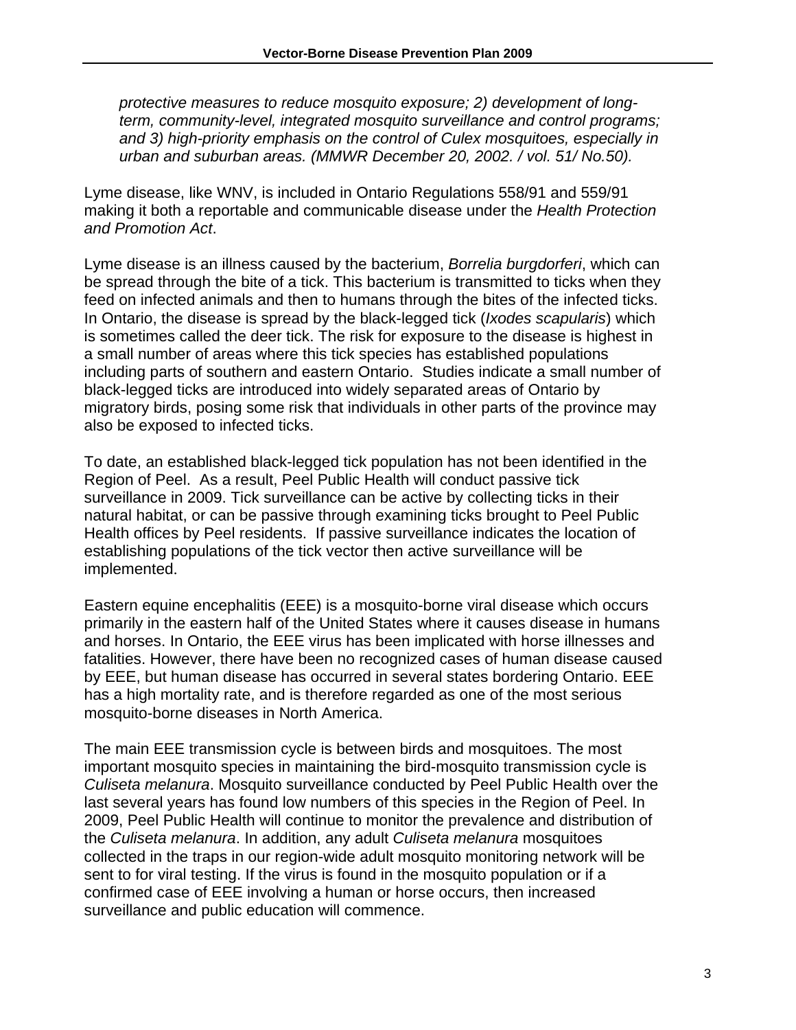*protective measures to reduce mosquito exposure; 2) development of long-term, community-level, integrated mosquito surveillance and control programs; and 3) high-priority emphasis on the control of Culex mosquitoes, especially in urban and suburban areas. (MMWR December 20, 2002. / vol. 51/ No.50).*

Lyme disease, like WNV, is included in Ontario Regulations 558/91 and 559/91 making it both a reportable and communicable disease under the *Health Protection and Promotion Act*.

Lyme disease is an illness caused by the bacterium, *Borrelia burgdorferi*, which can be spread through the bite of a tick. This bacterium is transmitted to ticks when they feed on infected animals and then to humans through the bites of the infected ticks. In Ontario, the disease is spread by the black-legged tick (*Ixodes scapularis*) which is sometimes called the deer tick. The risk for exposure to the disease is highest in a small number of areas where this tick species has established populations including parts of southern and eastern Ontario. Studies indicate a small number of black-legged ticks are introduced into widely separated areas of Ontario by migratory birds, posing some risk that individuals in other parts of the province may also be exposed to infected ticks.

To date, an established black-legged tick population has not been identified in the Region of Peel. As a result, Peel Public Health will conduct passive tick surveillance in 2009. Tick surveillance can be active by collecting ticks in their natural habitat, or can be passive through examining ticks brought to Peel Public Health offices by Peel residents. If passive surveillance indicates the location of establishing populations of the tick vector then active surveillance will be implemented.

Eastern equine encephalitis (EEE) is a mosquito-borne viral disease which occurs primarily in the eastern half of the United States where it causes disease in humans and horses. In Ontario, the EEE virus has been implicated with horse illnesses and fatalities. However, there have been no recognized cases of human disease caused by EEE, but human disease has occurred in several states bordering Ontario. EEE has a high mortality rate, and is therefore regarded as one of the most serious mosquito-borne diseases in North America.

The main EEE transmission cycle is between birds and mosquitoes. The most important mosquito species in maintaining the bird-mosquito transmission cycle is *Culiseta melanura*. Mosquito surveillance conducted by Peel Public Health over the last several years has found low numbers of this species in the Region of Peel. In 2009, Peel Public Health will continue to monitor the prevalence and distribution of the *Culiseta melanura*. In addition, any adult *Culiseta melanura* mosquitoes collected in the traps in our region-wide adult mosquito monitoring network will be sent to for viral testing. If the virus is found in the mosquito population or if a confirmed case of EEE involving a human or horse occurs, then increased surveillance and public education will commence.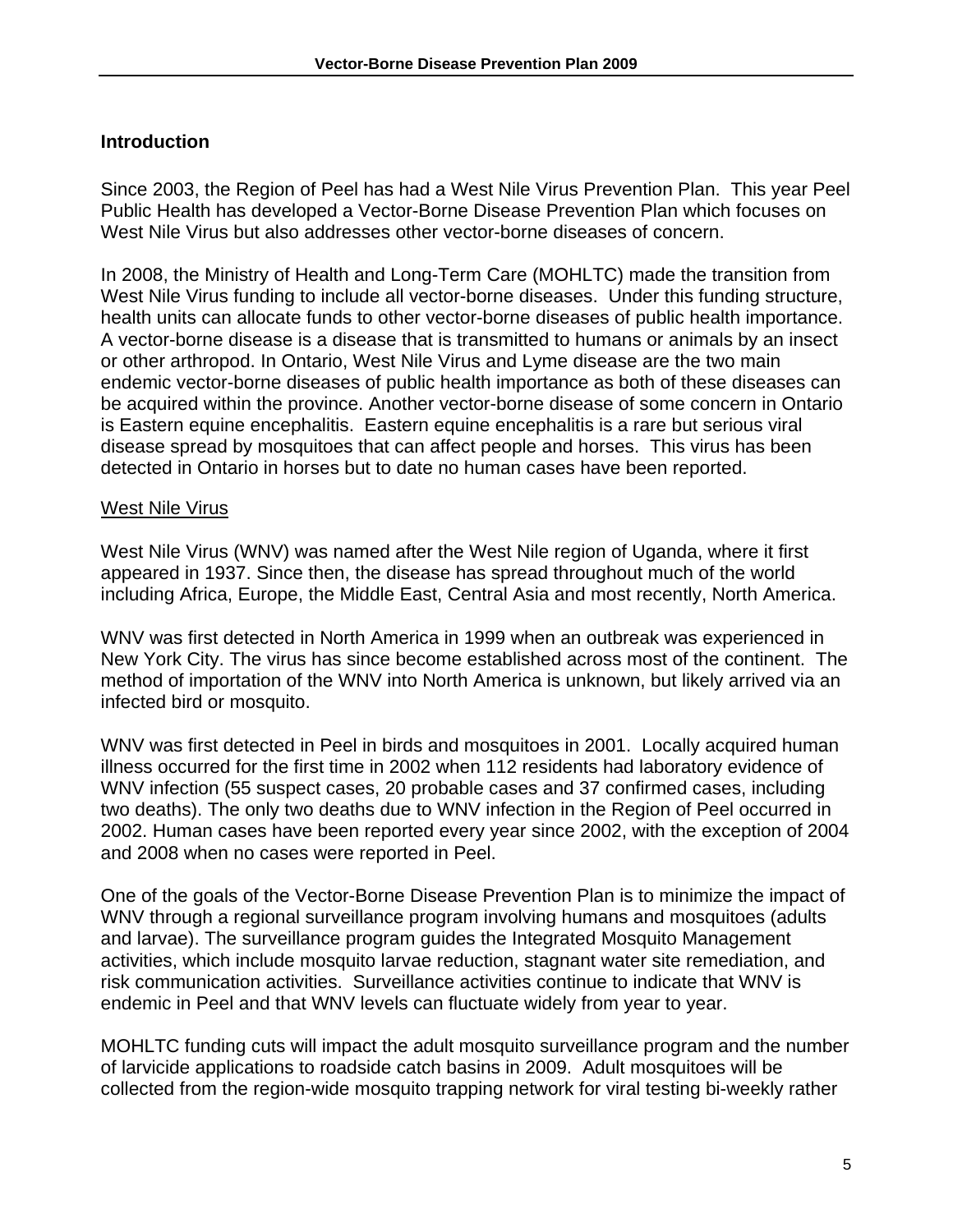## Introduction

Since 2003, the Region of Peel has had a West Nile Virus Prevention Plan. This year Peel Public Health has developed a Vector-Borne Disease Prevention Plan which focuses on West Nile Virus but also addresses other vector-borne diseases of concern.

In 2008, the Ministry of Health and Long-Term Care (MOHLTC) made the transition from West Nile Virus funding to include all vector-borne diseases. Under this funding structure, health units can allocate funds to other vector-borne diseases of public health importance. A vector-borne disease is a disease that is transmitted to humans or animals by an insect or other arthropod. In Ontario, West Nile Virus and Lyme disease are the two main endemic vector-borne diseases of public health importance as both of these diseases can be acquired within the province. Another vector-borne disease of some concern in Ontario is Eastern equine encephalitis. Eastern equine encephalitis is a rare but serious viral disease spread by mosquitoes that can affect people and horses. This virus has been detected in Ontario in horses but to date no human cases have been reported.

### West Nile Virus

West Nile Virus (WNV) was named after the West Nile region of Uganda, where it first appeared in 1937. Since then, the disease has spread throughout much of the world including Africa, Europe, the Middle East, Central Asia and most recently, North America.

WNV was first detected in North America in 1999 when an outbreak was experienced in New York City. The virus has since become established across most of the continent. The method of importation of the WNV into North America is unknown, but likely arrived via an infected bird or mosquito.

WNV was first detected in Peel in birds and mosquitoes in 2001. Locally acquired human illness occurred for the first time in 2002 when 112 residents had laboratory evidence of WNV infection (55 suspect cases, 20 probable cases and 37 confirmed cases, including two deaths). The only two deaths due to WNV infection in the Region of Peel occurred in 2002. Human cases have been reported every year since 2002, with the exception of 2004 and 2008 when no cases were reported in Peel.

One of the goals of the Vector-Borne Disease Prevention Plan is to minimize the impact of WNV through a regional surveillance program involving humans and mosquitoes (adults and larvae). The surveillance program guides the Integrated Mosquito Management activities, which include mosquito larvae reduction, stagnant water site remediation, and risk communication activities. Surveillance activities continue to indicate that WNV is endemic in Peel and that WNV levels can fluctuate widely from year to year.

MOHLTC funding cuts will impact the adult mosquito surveillance program and the number of larvicide applications to roadside catch basins in 2009. Adult mosquitoes will be collected from the region-wide mosquito trapping network for viral testing bi-weekly rather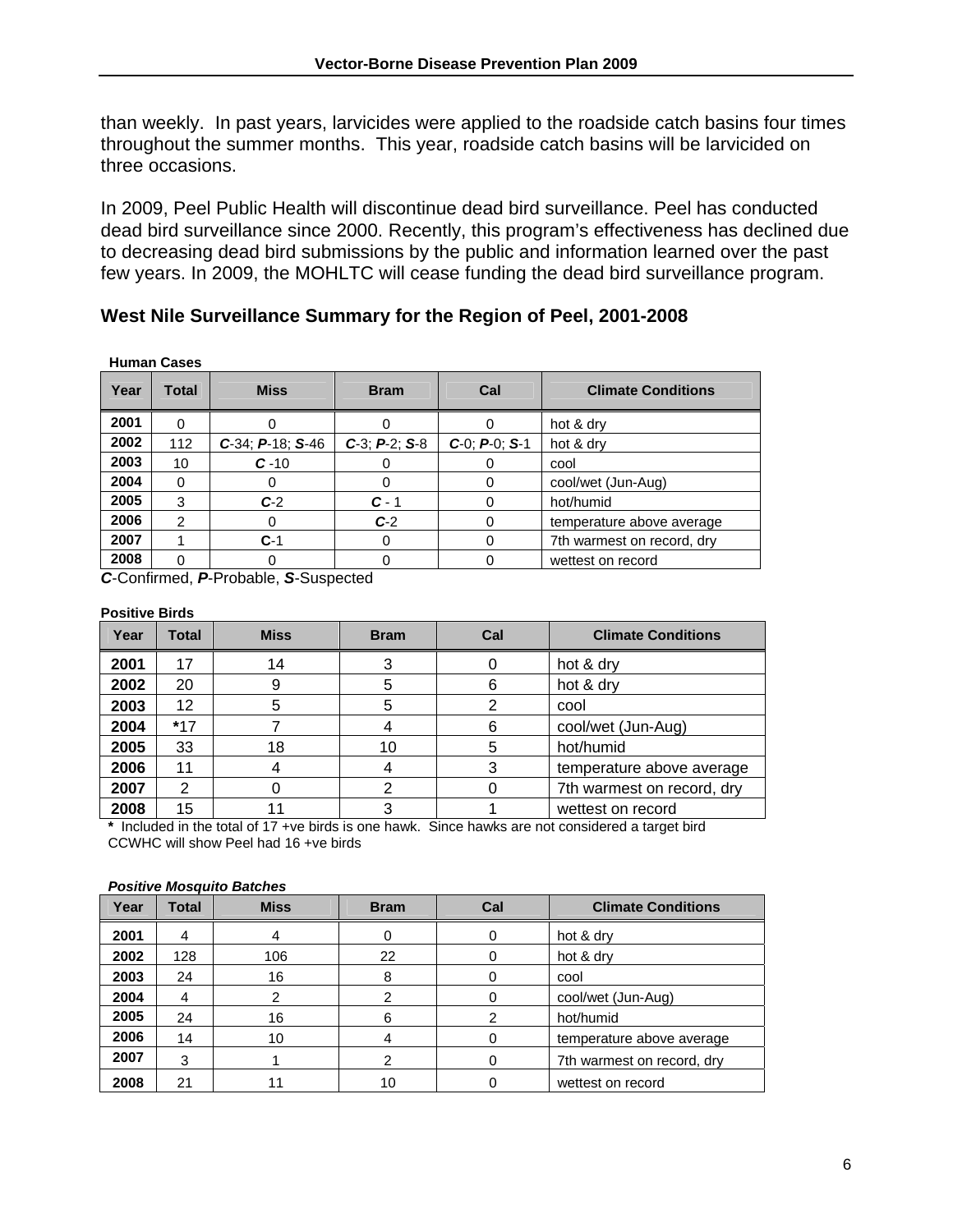than weekly. In past years, larvicides were applied to the roadside catch basins four times throughout the summer months. This year, roadside catch basins will be larvicided on three occasions.

In 2009, Peel Public Health will discontinue dead bird surveillance. Peel has conducted dead bird surveillance since 2000. Recently, this program's effectiveness has declined due to decreasing dead bird submissions by the public and information learned over the past few years. In 2009, the MOHLTC will cease funding the dead bird surveillance program.

### West Nile Surveillance Summary for the Region of Peel, 2001-2008

**Human Cases**

| Year | Total | Miss | Bram | Cal | Climate Conditions |
|---|---|---|---|---|---|
| **2001** | 0 | 0 | 0 | 0 | hot & dry |
| **2002** | 112 | ***C***-34; ***P***-18; ***S***-46 | ***C***-3; ***P***-2; ***S***-8 | ***C***-0; ***P***-0; ***S***-1 | hot & dry |
| **2003** | 10 | ***C*** -10 | 0 | 0 | cool |
| **2004** | 0 | 0 | 0 | 0 | cool/wet (Jun-Aug) |
| **2005** | 3 | ***C***-2 | ***C*** - 1 | 0 | hot/humid |
| **2006** | 2 | 0 | ***C***-2 | 0 | temperature above average |
| **2007** | 1 | **C**-1 | 0 | 0 | 7th warmest on record, dry |
| **2008** | 0 | 0 | 0 | 0 | wettest on record |

***C***-Confirmed, ***P***-Probable, ***S***-Suspected

**Positive Birds**

| Year | Total | Miss | Bram | Cal | Climate Conditions |
|---|---|---|---|---|---|
| **2001** | 17 | 14 | 3 | 0 | hot & dry |
| **2002** | 20 | 9 | 5 | 6 | hot & dry |
| **2003** | 12 | 5 | 5 | 2 | cool |
| **2004** | **\***17 | 7 | 4 | 6 | cool/wet (Jun-Aug) |
| **2005** | 33 | 18 | 10 | 5 | hot/humid |
| **2006** | 11 | 4 | 4 | 3 | temperature above average |
| **2007** | 2 | 0 | 2 | 0 | 7th warmest on record, dry |
| **2008** | 15 | 11 | 3 | 1 | wettest on record |

**\*** Included in the total of 17 +ve birds is one hawk. Since hawks are not considered a target bird CCWHC will show Peel had 16 +ve birds

***Positive Mosquito Batches***

| Year | Total | Miss | Bram | Cal | Climate Conditions |
|---|---|---|---|---|---|
| **2001** | 4 | 4 | 0 | 0 | hot & dry |
| **2002** | 128 | 106 | 22 | 0 | hot & dry |
| **2003** | 24 | 16 | 8 | 0 | cool |
| **2004** | 4 | 2 | 2 | 0 | cool/wet (Jun-Aug) |
| **2005** | 24 | 16 | 6 | 2 | hot/humid |
| **2006** | 14 | 10 | 4 | 0 | temperature above average |
| **2007** | 3 | 1 | 2 | 0 | 7th warmest on record, dry |
| **2008** | 21 | 11 | 10 | 0 | wettest on record |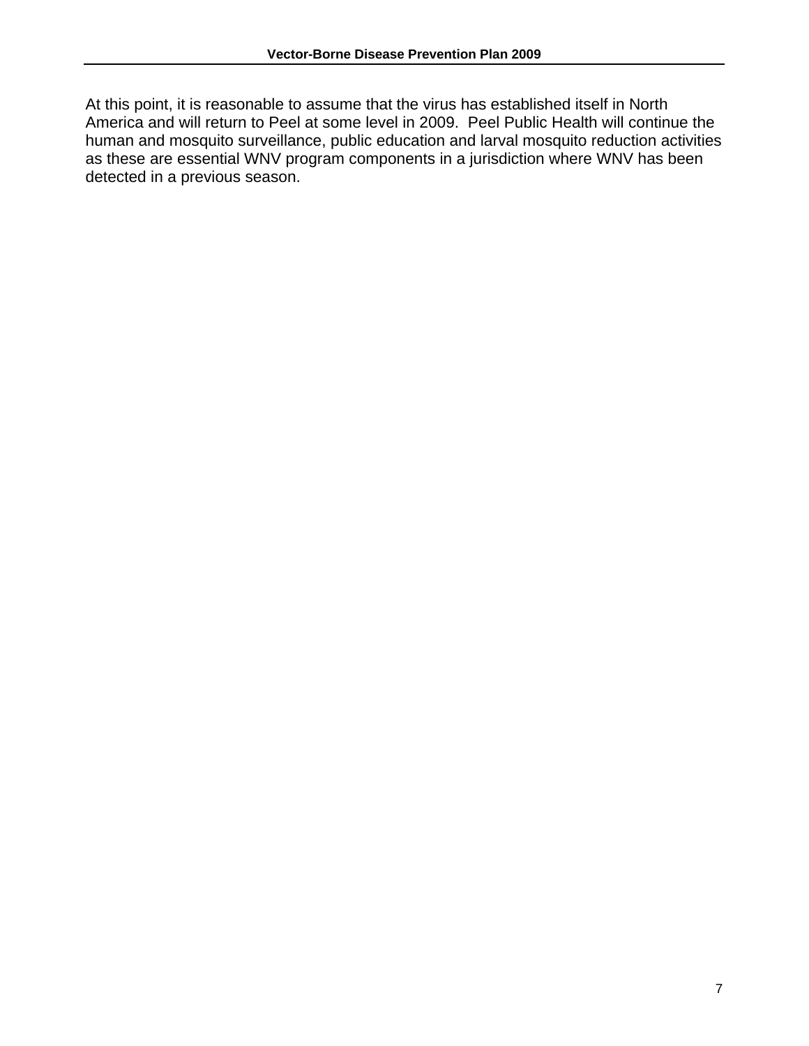At this point, it is reasonable to assume that the virus has established itself in North America and will return to Peel at some level in 2009. Peel Public Health will continue the human and mosquito surveillance, public education and larval mosquito reduction activities as these are essential WNV program components in a jurisdiction where WNV has been detected in a previous season.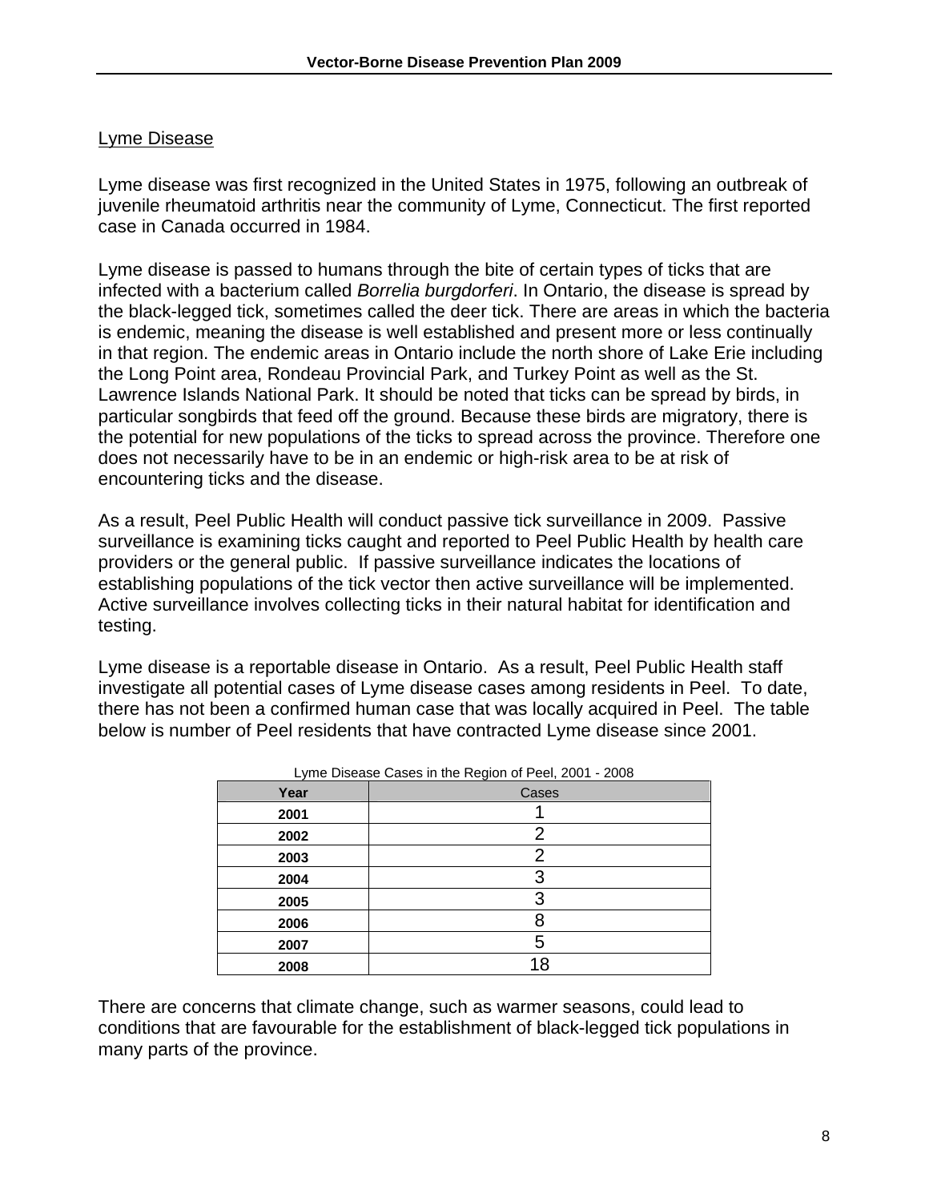## Lyme Disease

Lyme disease was first recognized in the United States in 1975, following an outbreak of juvenile rheumatoid arthritis near the community of Lyme, Connecticut. The first reported case in Canada occurred in 1984.

Lyme disease is passed to humans through the bite of certain types of ticks that are infected with a bacterium called *Borrelia burgdorferi*. In Ontario, the disease is spread by the black-legged tick, sometimes called the deer tick. There are areas in which the bacteria is endemic, meaning the disease is well established and present more or less continually in that region. The endemic areas in Ontario include the north shore of Lake Erie including the Long Point area, Rondeau Provincial Park, and Turkey Point as well as the St. Lawrence Islands National Park. It should be noted that ticks can be spread by birds, in particular songbirds that feed off the ground. Because these birds are migratory, there is the potential for new populations of the ticks to spread across the province. Therefore one does not necessarily have to be in an endemic or high-risk area to be at risk of encountering ticks and the disease.

As a result, Peel Public Health will conduct passive tick surveillance in 2009. Passive surveillance is examining ticks caught and reported to Peel Public Health by health care providers or the general public. If passive surveillance indicates the locations of establishing populations of the tick vector then active surveillance will be implemented. Active surveillance involves collecting ticks in their natural habitat for identification and testing.

Lyme disease is a reportable disease in Ontario. As a result, Peel Public Health staff investigate all potential cases of Lyme disease cases among residents in Peel. To date, there has not been a confirmed human case that was locally acquired in Peel. The table below is number of Peel residents that have contracted Lyme disease since 2001.

Lyme Disease Cases in the Region of Peel, 2001 - 2008

| Year | Cases |
| --- | --- |
| 2001 | 1 |
| 2002 | 2 |
| 2003 | 2 |
| 2004 | 3 |
| 2005 | 3 |
| 2006 | 8 |
| 2007 | 5 |
| 2008 | 18 |

There are concerns that climate change, such as warmer seasons, could lead to conditions that are favourable for the establishment of black-legged tick populations in many parts of the province.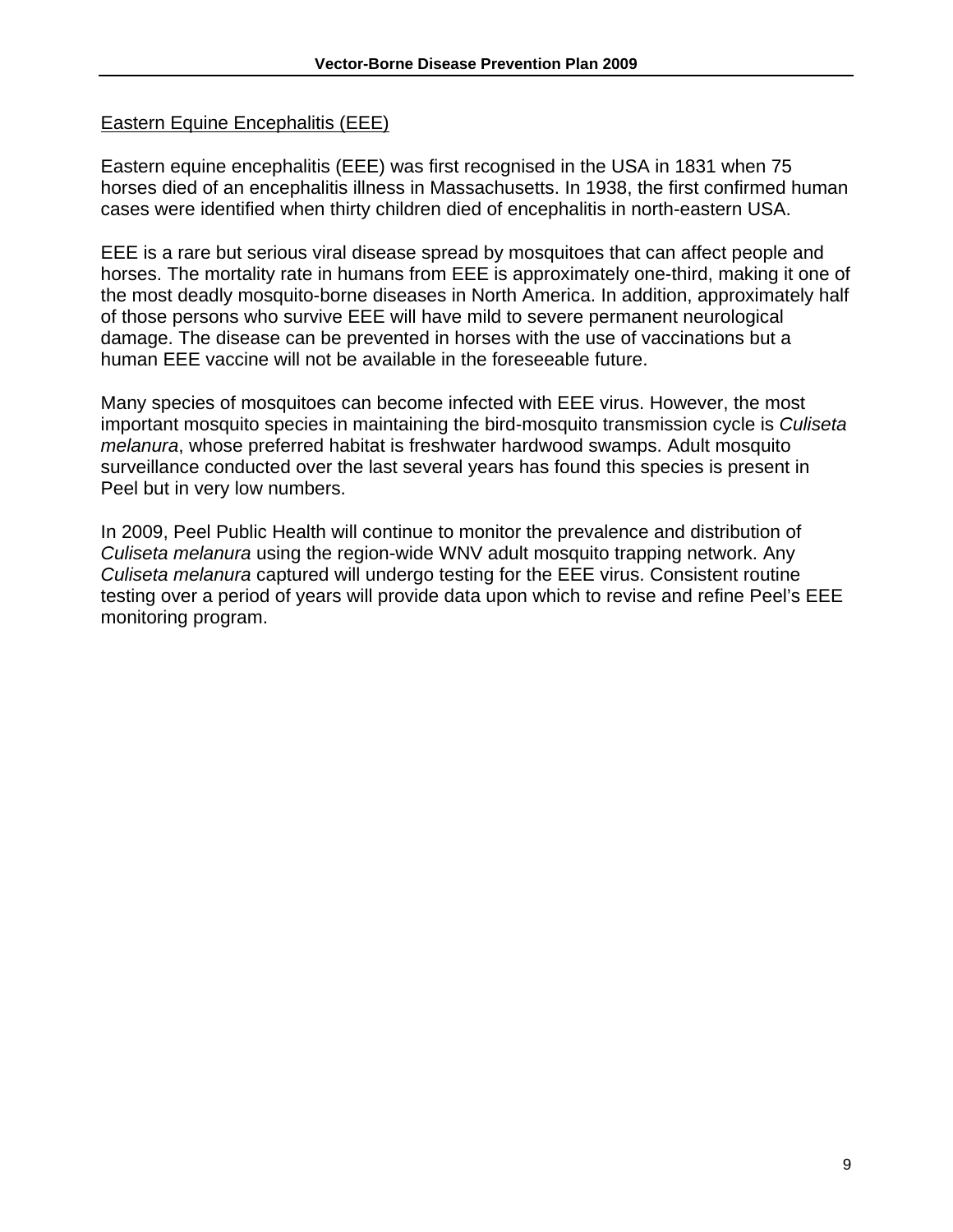## Eastern Equine Encephalitis (EEE)

Eastern equine encephalitis (EEE) was first recognised in the USA in 1831 when 75 horses died of an encephalitis illness in Massachusetts. In 1938, the first confirmed human cases were identified when thirty children died of encephalitis in north-eastern USA.

EEE is a rare but serious viral disease spread by mosquitoes that can affect people and horses. The mortality rate in humans from EEE is approximately one-third, making it one of the most deadly mosquito-borne diseases in North America. In addition, approximately half of those persons who survive EEE will have mild to severe permanent neurological damage. The disease can be prevented in horses with the use of vaccinations but a human EEE vaccine will not be available in the foreseeable future.

Many species of mosquitoes can become infected with EEE virus. However, the most important mosquito species in maintaining the bird-mosquito transmission cycle is *Culiseta melanura*, whose preferred habitat is freshwater hardwood swamps. Adult mosquito surveillance conducted over the last several years has found this species is present in Peel but in very low numbers.

In 2009, Peel Public Health will continue to monitor the prevalence and distribution of *Culiseta melanura* using the region-wide WNV adult mosquito trapping network. Any *Culiseta melanura* captured will undergo testing for the EEE virus. Consistent routine testing over a period of years will provide data upon which to revise and refine Peel's EEE monitoring program.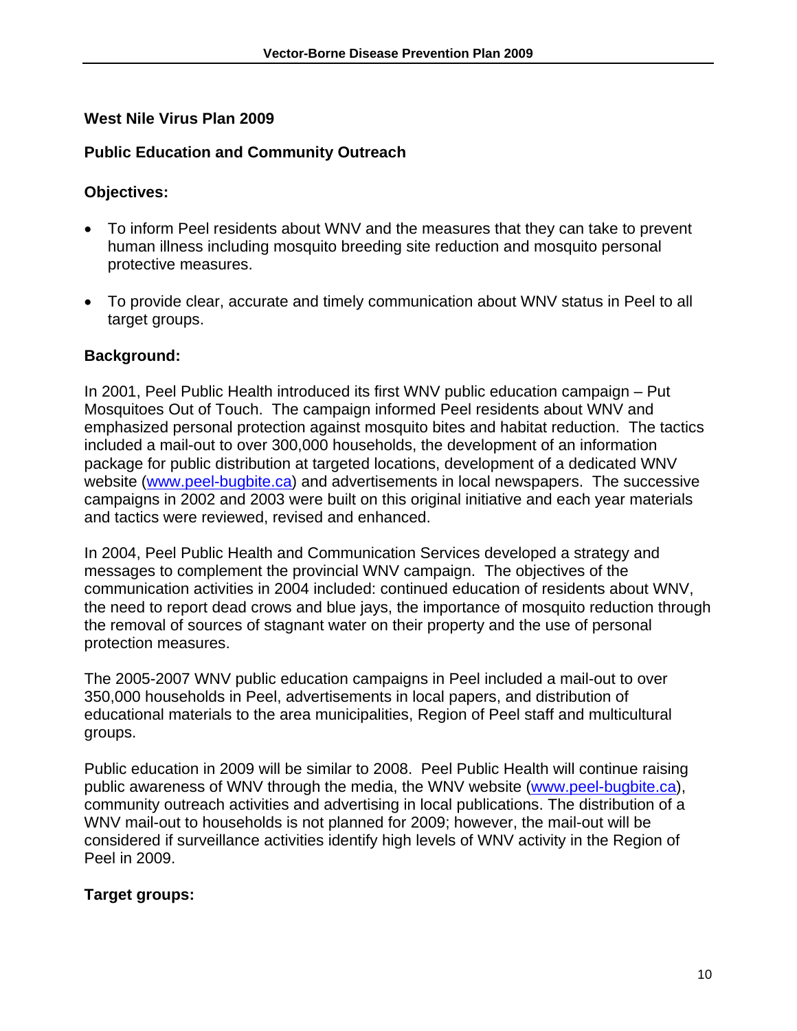## West Nile Virus Plan 2009

### Public Education and Community Outreach

### Objectives:

- To inform Peel residents about WNV and the measures that they can take to prevent human illness including mosquito breeding site reduction and mosquito personal protective measures.
- To provide clear, accurate and timely communication about WNV status in Peel to all target groups.

### Background:

In 2001, Peel Public Health introduced its first WNV public education campaign – Put Mosquitoes Out of Touch. The campaign informed Peel residents about WNV and emphasized personal protection against mosquito bites and habitat reduction. The tactics included a mail-out to over 300,000 households, the development of an information package for public distribution at targeted locations, development of a dedicated WNV website (www.peel-bugbite.ca) and advertisements in local newspapers. The successive campaigns in 2002 and 2003 were built on this original initiative and each year materials and tactics were reviewed, revised and enhanced.

In 2004, Peel Public Health and Communication Services developed a strategy and messages to complement the provincial WNV campaign. The objectives of the communication activities in 2004 included: continued education of residents about WNV, the need to report dead crows and blue jays, the importance of mosquito reduction through the removal of sources of stagnant water on their property and the use of personal protection measures.

The 2005-2007 WNV public education campaigns in Peel included a mail-out to over 350,000 households in Peel, advertisements in local papers, and distribution of educational materials to the area municipalities, Region of Peel staff and multicultural groups.

Public education in 2009 will be similar to 2008. Peel Public Health will continue raising public awareness of WNV through the media, the WNV website (www.peel-bugbite.ca), community outreach activities and advertising in local publications. The distribution of a WNV mail-out to households is not planned for 2009; however, the mail-out will be considered if surveillance activities identify high levels of WNV activity in the Region of Peel in 2009.

### Target groups: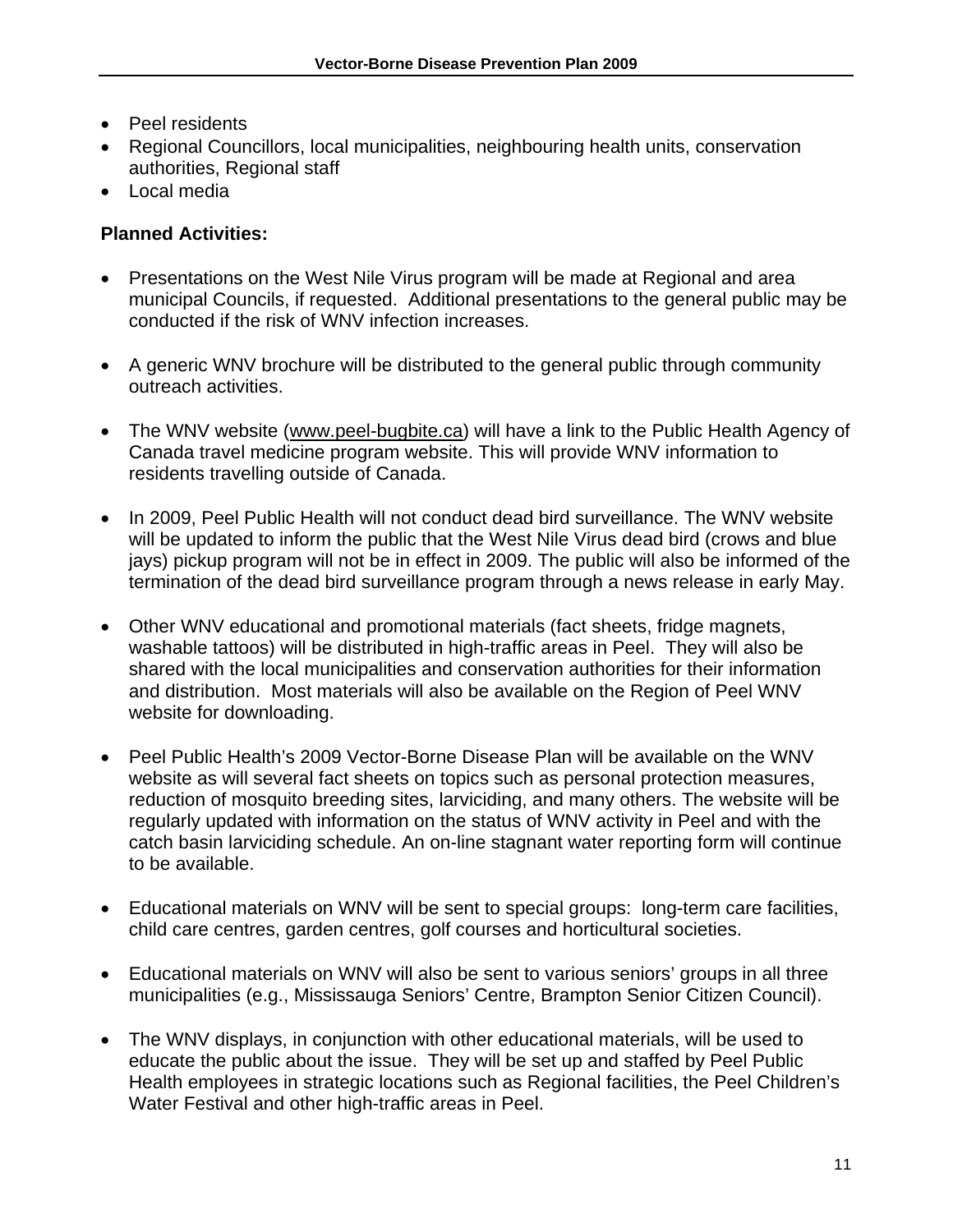- Peel residents
- Regional Councillors, local municipalities, neighbouring health units, conservation authorities, Regional staff
- Local media

**Planned Activities:**

- Presentations on the West Nile Virus program will be made at Regional and area municipal Councils, if requested. Additional presentations to the general public may be conducted if the risk of WNV infection increases.

- A generic WNV brochure will be distributed to the general public through community outreach activities.

- The WNV website (www.peel-bugbite.ca) will have a link to the Public Health Agency of Canada travel medicine program website. This will provide WNV information to residents travelling outside of Canada.

- In 2009, Peel Public Health will not conduct dead bird surveillance. The WNV website will be updated to inform the public that the West Nile Virus dead bird (crows and blue jays) pickup program will not be in effect in 2009. The public will also be informed of the termination of the dead bird surveillance program through a news release in early May.

- Other WNV educational and promotional materials (fact sheets, fridge magnets, washable tattoos) will be distributed in high-traffic areas in Peel. They will also be shared with the local municipalities and conservation authorities for their information and distribution. Most materials will also be available on the Region of Peel WNV website for downloading.

- Peel Public Health's 2009 Vector-Borne Disease Plan will be available on the WNV website as will several fact sheets on topics such as personal protection measures, reduction of mosquito breeding sites, larviciding, and many others. The website will be regularly updated with information on the status of WNV activity in Peel and with the catch basin larviciding schedule. An on-line stagnant water reporting form will continue to be available.

- Educational materials on WNV will be sent to special groups: long-term care facilities, child care centres, garden centres, golf courses and horticultural societies.

- Educational materials on WNV will also be sent to various seniors' groups in all three municipalities (e.g., Mississauga Seniors' Centre, Brampton Senior Citizen Council).

- The WNV displays, in conjunction with other educational materials, will be used to educate the public about the issue. They will be set up and staffed by Peel Public Health employees in strategic locations such as Regional facilities, the Peel Children's Water Festival and other high-traffic areas in Peel.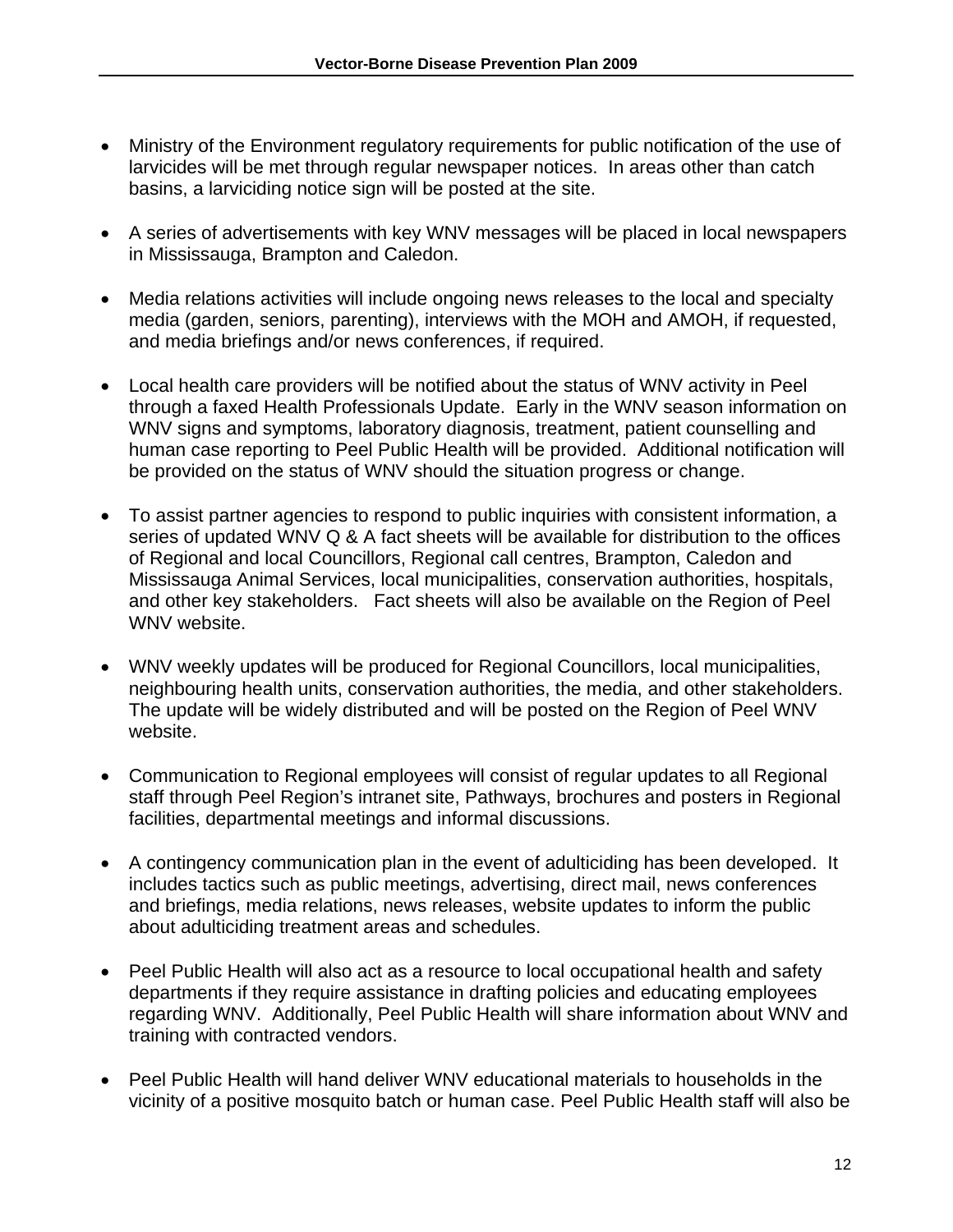- Ministry of the Environment regulatory requirements for public notification of the use of larvicides will be met through regular newspaper notices. In areas other than catch basins, a larviciding notice sign will be posted at the site.

- A series of advertisements with key WNV messages will be placed in local newspapers in Mississauga, Brampton and Caledon.

- Media relations activities will include ongoing news releases to the local and specialty media (garden, seniors, parenting), interviews with the MOH and AMOH, if requested, and media briefings and/or news conferences, if required.

- Local health care providers will be notified about the status of WNV activity in Peel through a faxed Health Professionals Update. Early in the WNV season information on WNV signs and symptoms, laboratory diagnosis, treatment, patient counselling and human case reporting to Peel Public Health will be provided. Additional notification will be provided on the status of WNV should the situation progress or change.

- To assist partner agencies to respond to public inquiries with consistent information, a series of updated WNV Q & A fact sheets will be available for distribution to the offices of Regional and local Councillors, Regional call centres, Brampton, Caledon and Mississauga Animal Services, local municipalities, conservation authorities, hospitals, and other key stakeholders. Fact sheets will also be available on the Region of Peel WNV website.

- WNV weekly updates will be produced for Regional Councillors, local municipalities, neighbouring health units, conservation authorities, the media, and other stakeholders. The update will be widely distributed and will be posted on the Region of Peel WNV website.

- Communication to Regional employees will consist of regular updates to all Regional staff through Peel Region's intranet site, Pathways, brochures and posters in Regional facilities, departmental meetings and informal discussions.

- A contingency communication plan in the event of adulticiding has been developed. It includes tactics such as public meetings, advertising, direct mail, news conferences and briefings, media relations, news releases, website updates to inform the public about adulticiding treatment areas and schedules.

- Peel Public Health will also act as a resource to local occupational health and safety departments if they require assistance in drafting policies and educating employees regarding WNV. Additionally, Peel Public Health will share information about WNV and training with contracted vendors.

- Peel Public Health will hand deliver WNV educational materials to households in the vicinity of a positive mosquito batch or human case. Peel Public Health staff will also be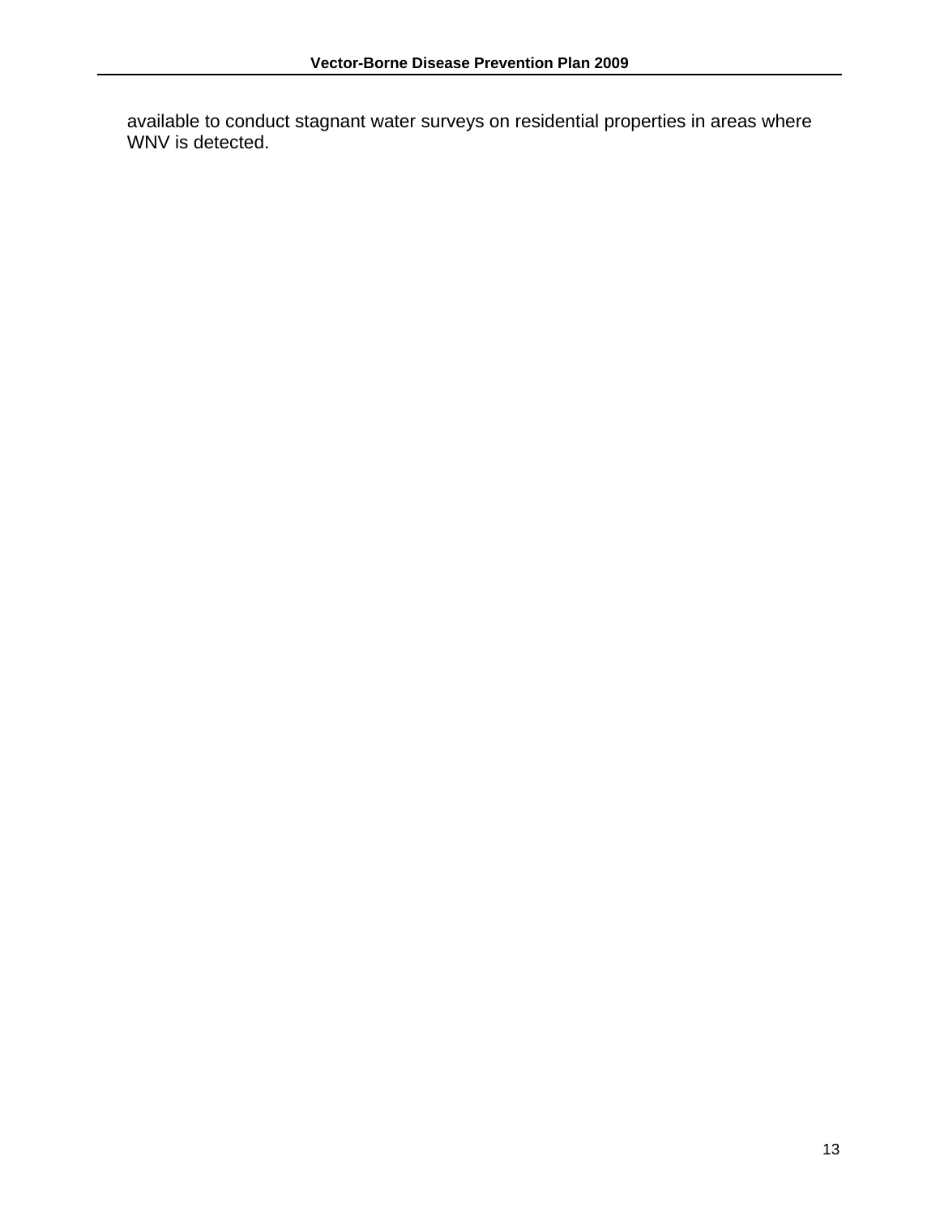available to conduct stagnant water surveys on residential properties in areas where WNV is detected.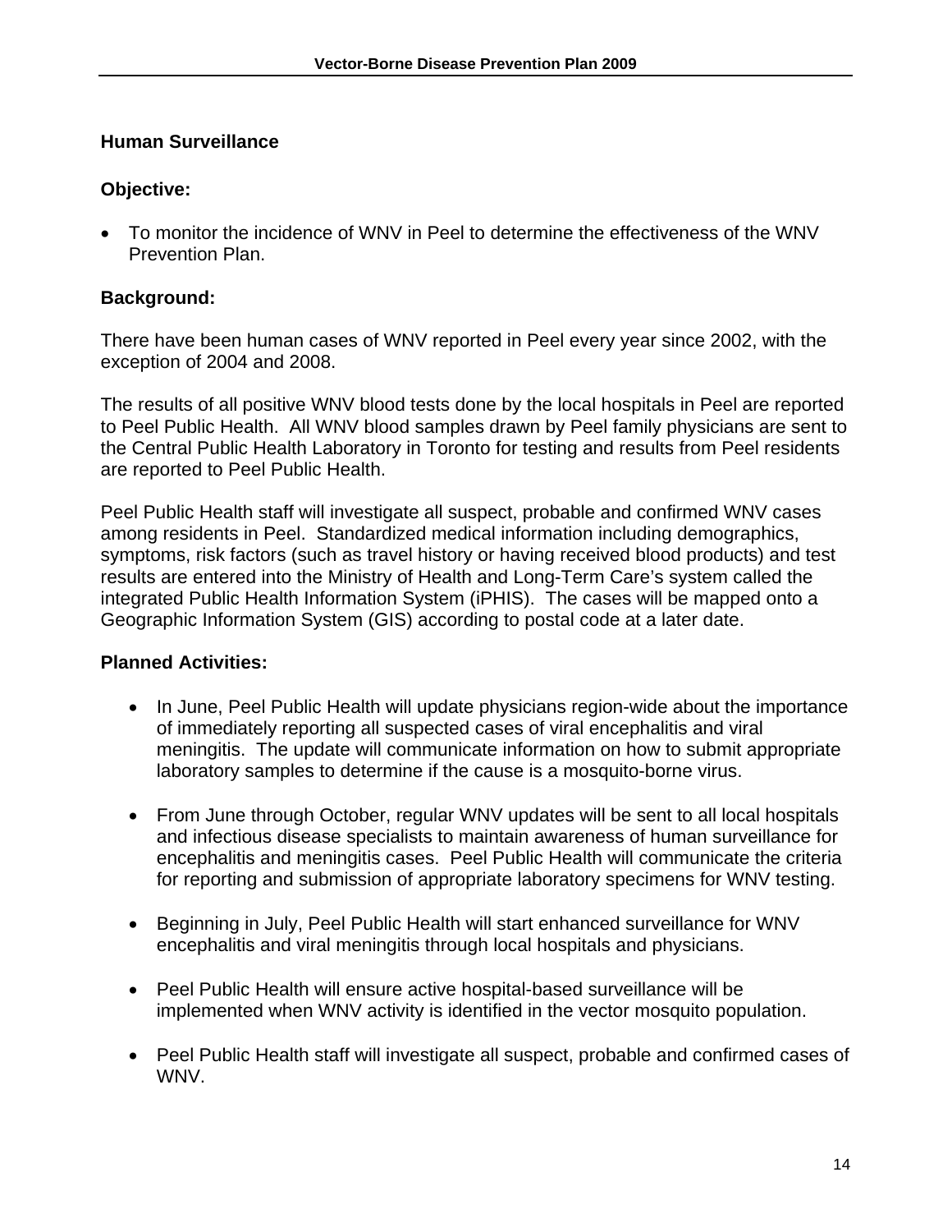## Human Surveillance

### Objective:

- To monitor the incidence of WNV in Peel to determine the effectiveness of the WNV Prevention Plan.

### Background:

There have been human cases of WNV reported in Peel every year since 2002, with the exception of 2004 and 2008.

The results of all positive WNV blood tests done by the local hospitals in Peel are reported to Peel Public Health. All WNV blood samples drawn by Peel family physicians are sent to the Central Public Health Laboratory in Toronto for testing and results from Peel residents are reported to Peel Public Health.

Peel Public Health staff will investigate all suspect, probable and confirmed WNV cases among residents in Peel. Standardized medical information including demographics, symptoms, risk factors (such as travel history or having received blood products) and test results are entered into the Ministry of Health and Long-Term Care's system called the integrated Public Health Information System (iPHIS). The cases will be mapped onto a Geographic Information System (GIS) according to postal code at a later date.

### Planned Activities:

- In June, Peel Public Health will update physicians region-wide about the importance of immediately reporting all suspected cases of viral encephalitis and viral meningitis. The update will communicate information on how to submit appropriate laboratory samples to determine if the cause is a mosquito-borne virus.

- From June through October, regular WNV updates will be sent to all local hospitals and infectious disease specialists to maintain awareness of human surveillance for encephalitis and meningitis cases. Peel Public Health will communicate the criteria for reporting and submission of appropriate laboratory specimens for WNV testing.

- Beginning in July, Peel Public Health will start enhanced surveillance for WNV encephalitis and viral meningitis through local hospitals and physicians.

- Peel Public Health will ensure active hospital-based surveillance will be implemented when WNV activity is identified in the vector mosquito population.

- Peel Public Health staff will investigate all suspect, probable and confirmed cases of WNV.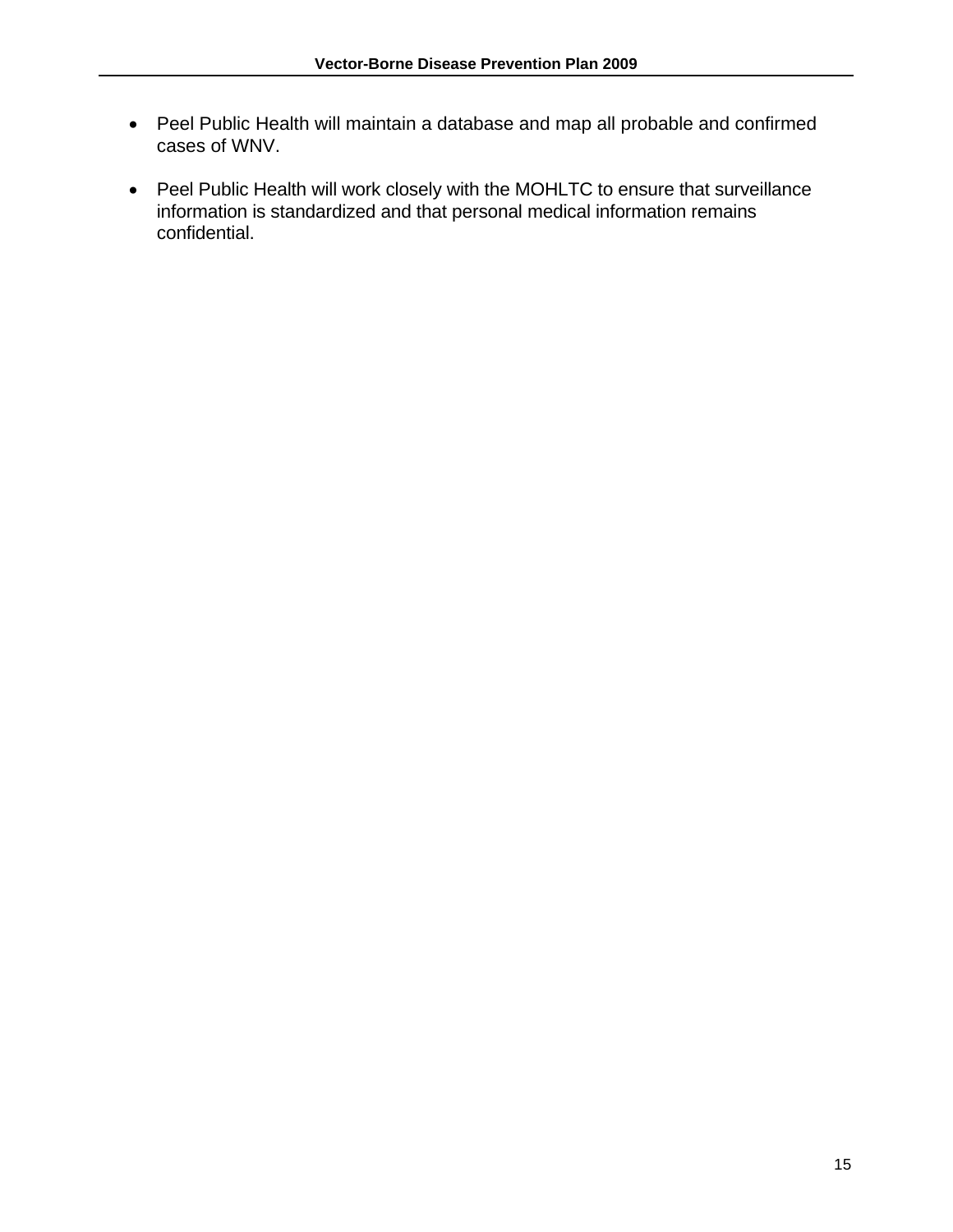- Peel Public Health will maintain a database and map all probable and confirmed cases of WNV.

- Peel Public Health will work closely with the MOHLTC to ensure that surveillance information is standardized and that personal medical information remains confidential.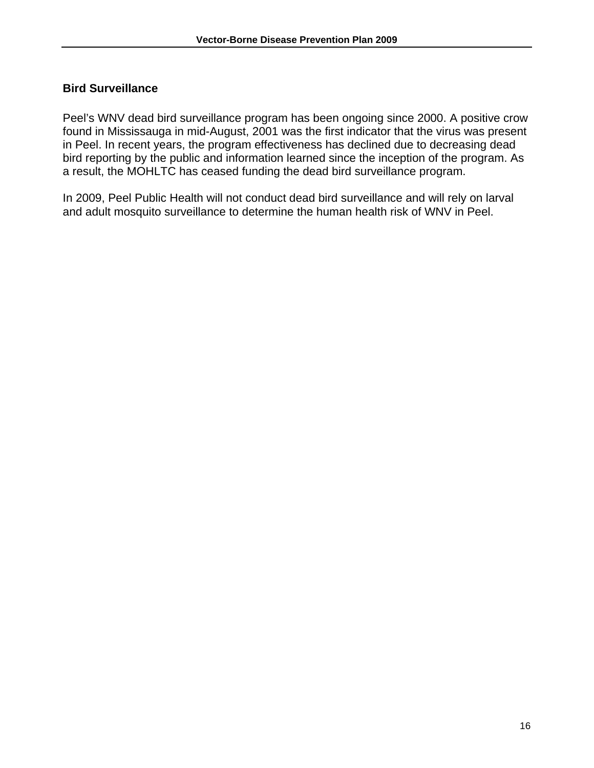## Bird Surveillance

Peel's WNV dead bird surveillance program has been ongoing since 2000. A positive crow found in Mississauga in mid-August, 2001 was the first indicator that the virus was present in Peel. In recent years, the program effectiveness has declined due to decreasing dead bird reporting by the public and information learned since the inception of the program. As a result, the MOHLTC has ceased funding the dead bird surveillance program.

In 2009, Peel Public Health will not conduct dead bird surveillance and will rely on larval and adult mosquito surveillance to determine the human health risk of WNV in Peel.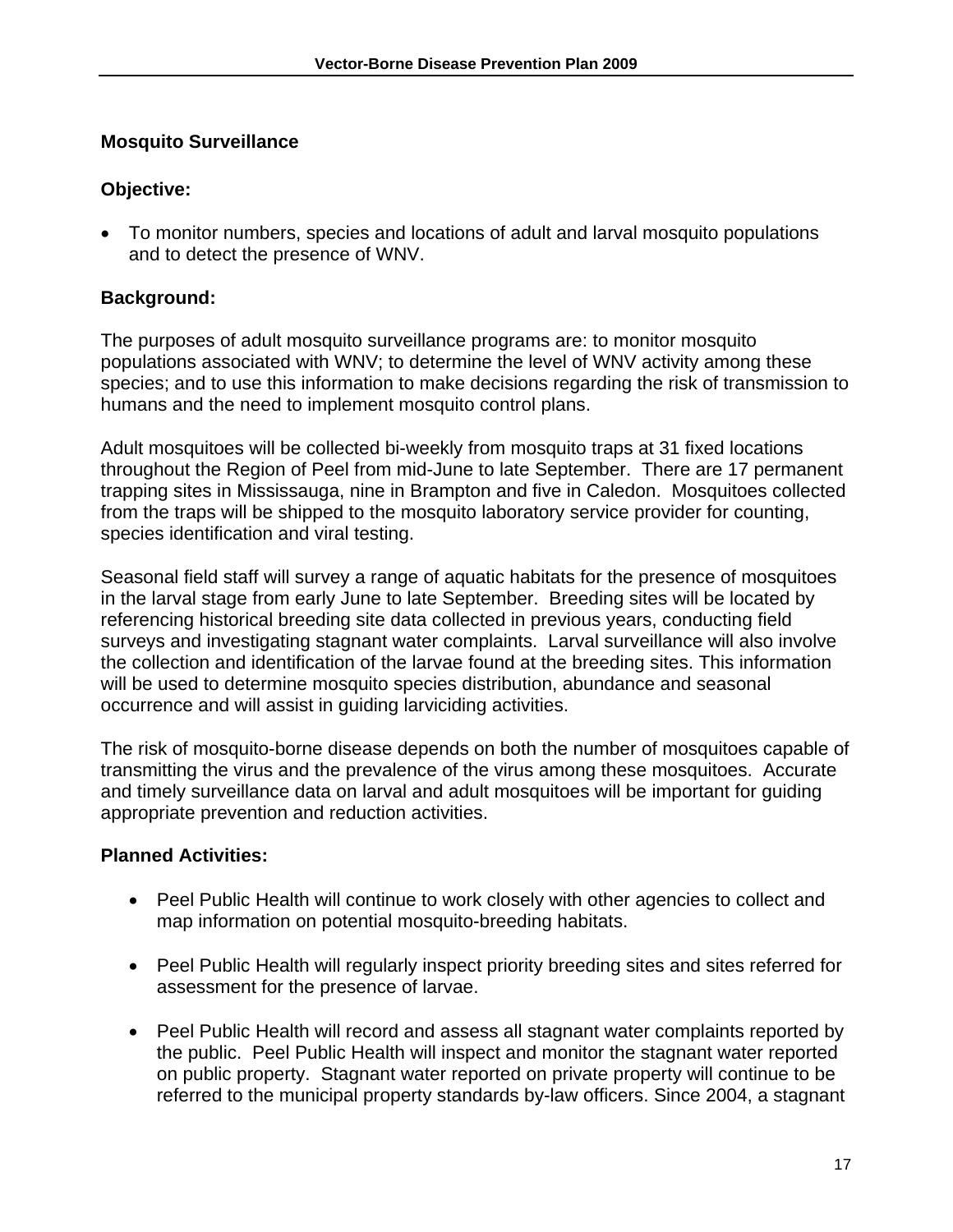## Mosquito Surveillance

### Objective:

- To monitor numbers, species and locations of adult and larval mosquito populations and to detect the presence of WNV.

### Background:

The purposes of adult mosquito surveillance programs are: to monitor mosquito populations associated with WNV; to determine the level of WNV activity among these species; and to use this information to make decisions regarding the risk of transmission to humans and the need to implement mosquito control plans.

Adult mosquitoes will be collected bi-weekly from mosquito traps at 31 fixed locations throughout the Region of Peel from mid-June to late September. There are 17 permanent trapping sites in Mississauga, nine in Brampton and five in Caledon. Mosquitoes collected from the traps will be shipped to the mosquito laboratory service provider for counting, species identification and viral testing.

Seasonal field staff will survey a range of aquatic habitats for the presence of mosquitoes in the larval stage from early June to late September. Breeding sites will be located by referencing historical breeding site data collected in previous years, conducting field surveys and investigating stagnant water complaints. Larval surveillance will also involve the collection and identification of the larvae found at the breeding sites. This information will be used to determine mosquito species distribution, abundance and seasonal occurrence and will assist in guiding larviciding activities.

The risk of mosquito-borne disease depends on both the number of mosquitoes capable of transmitting the virus and the prevalence of the virus among these mosquitoes. Accurate and timely surveillance data on larval and adult mosquitoes will be important for guiding appropriate prevention and reduction activities.

### Planned Activities:

- Peel Public Health will continue to work closely with other agencies to collect and map information on potential mosquito-breeding habitats.

- Peel Public Health will regularly inspect priority breeding sites and sites referred for assessment for the presence of larvae.

- Peel Public Health will record and assess all stagnant water complaints reported by the public. Peel Public Health will inspect and monitor the stagnant water reported on public property. Stagnant water reported on private property will continue to be referred to the municipal property standards by-law officers. Since 2004, a stagnant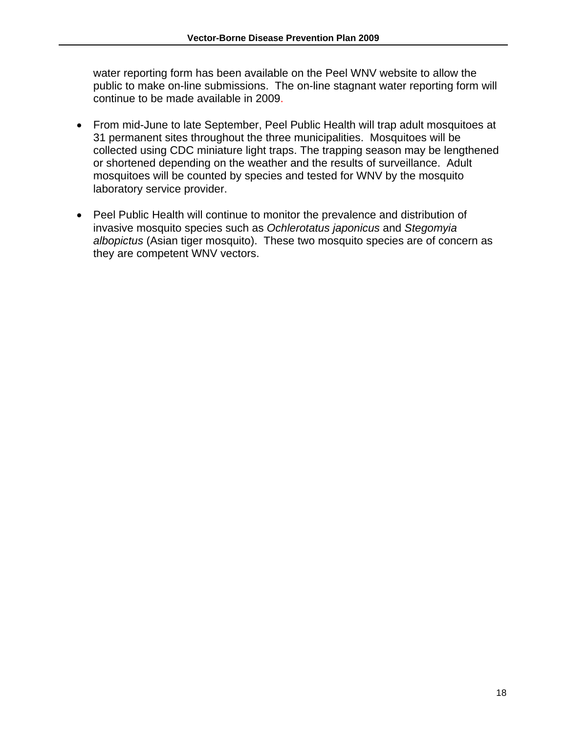water reporting form has been available on the Peel WNV website to allow the public to make on-line submissions. The on-line stagnant water reporting form will continue to be made available in 2009.

- From mid-June to late September, Peel Public Health will trap adult mosquitoes at 31 permanent sites throughout the three municipalities. Mosquitoes will be collected using CDC miniature light traps. The trapping season may be lengthened or shortened depending on the weather and the results of surveillance. Adult mosquitoes will be counted by species and tested for WNV by the mosquito laboratory service provider.

- Peel Public Health will continue to monitor the prevalence and distribution of invasive mosquito species such as *Ochlerotatus japonicus* and *Stegomyia albopictus* (Asian tiger mosquito). These two mosquito species are of concern as they are competent WNV vectors.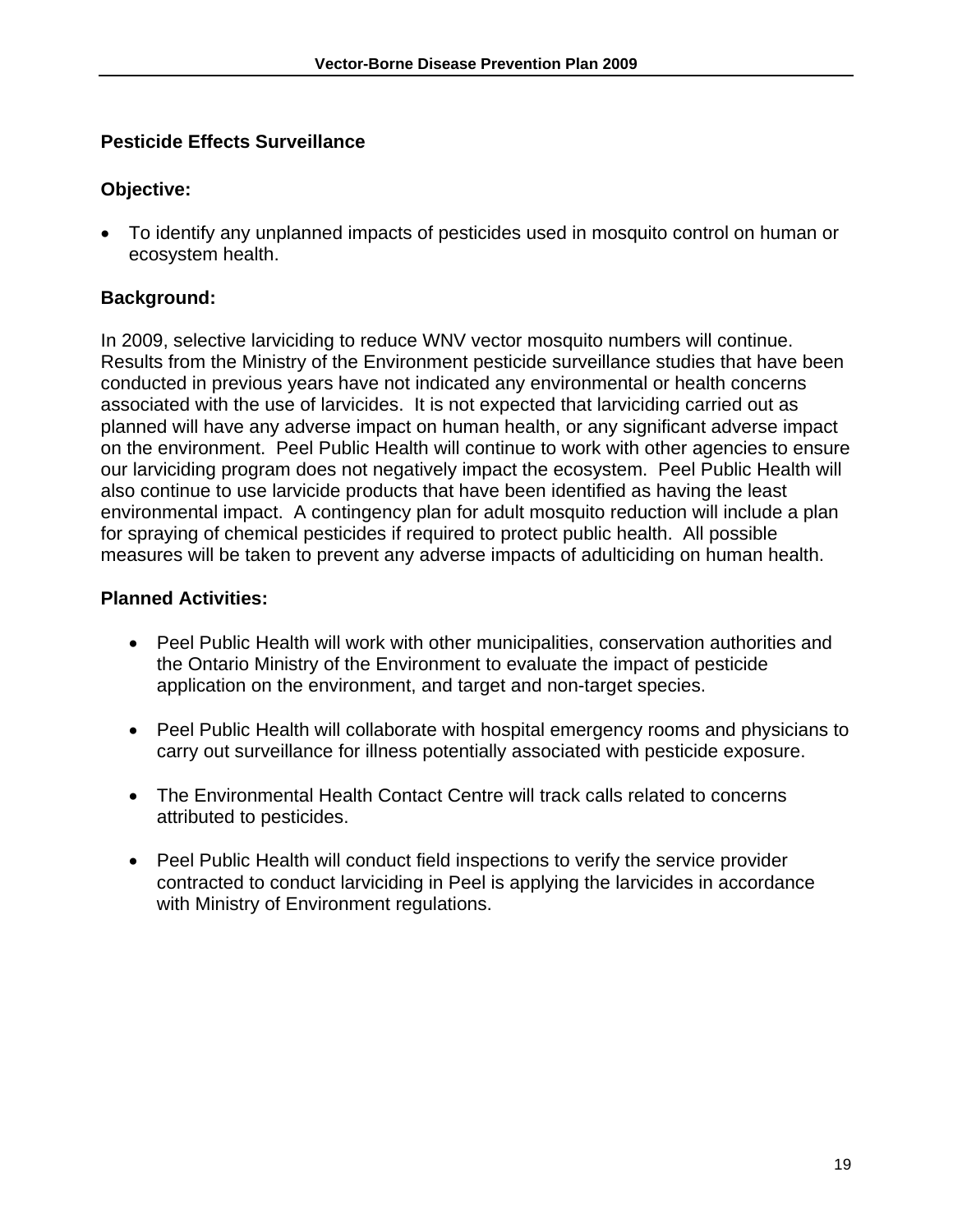## Pesticide Effects Surveillance

### Objective:

- To identify any unplanned impacts of pesticides used in mosquito control on human or ecosystem health.

### Background:

In 2009, selective larviciding to reduce WNV vector mosquito numbers will continue. Results from the Ministry of the Environment pesticide surveillance studies that have been conducted in previous years have not indicated any environmental or health concerns associated with the use of larvicides. It is not expected that larviciding carried out as planned will have any adverse impact on human health, or any significant adverse impact on the environment. Peel Public Health will continue to work with other agencies to ensure our larviciding program does not negatively impact the ecosystem. Peel Public Health will also continue to use larvicide products that have been identified as having the least environmental impact. A contingency plan for adult mosquito reduction will include a plan for spraying of chemical pesticides if required to protect public health. All possible measures will be taken to prevent any adverse impacts of adulticiding on human health.

### Planned Activities:

- Peel Public Health will work with other municipalities, conservation authorities and the Ontario Ministry of the Environment to evaluate the impact of pesticide application on the environment, and target and non-target species.

- Peel Public Health will collaborate with hospital emergency rooms and physicians to carry out surveillance for illness potentially associated with pesticide exposure.

- The Environmental Health Contact Centre will track calls related to concerns attributed to pesticides.

- Peel Public Health will conduct field inspections to verify the service provider contracted to conduct larviciding in Peel is applying the larvicides in accordance with Ministry of Environment regulations.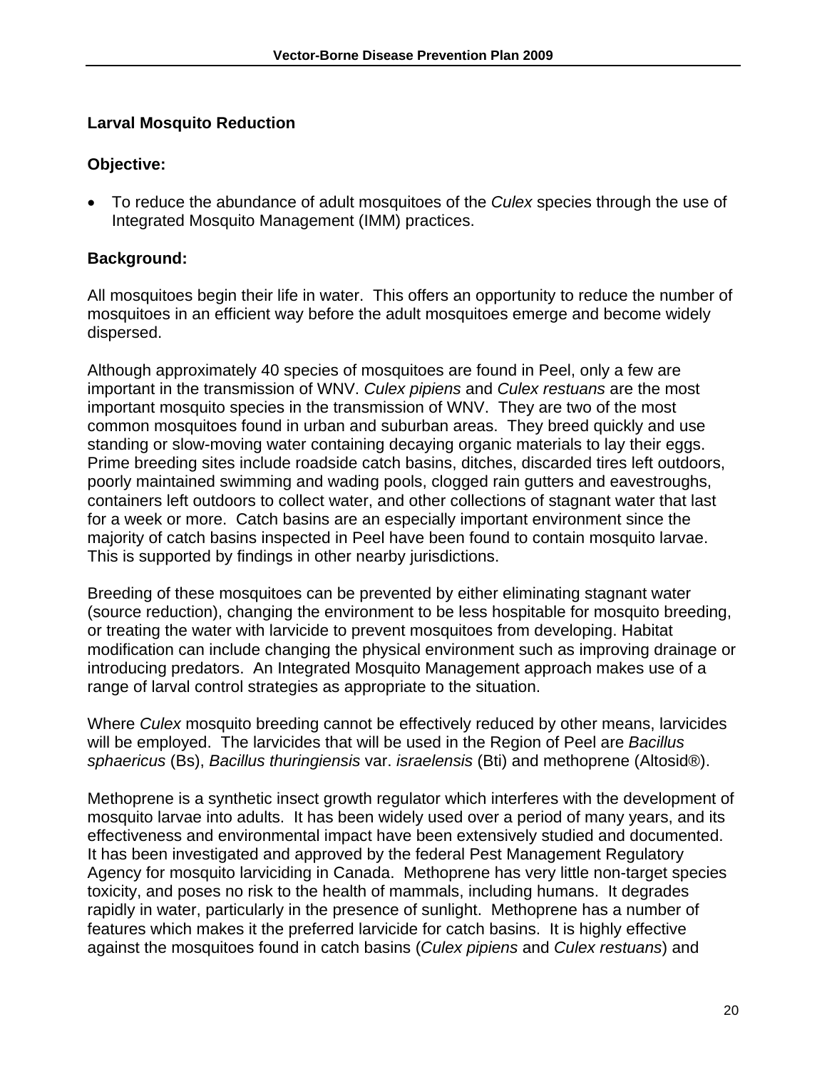## Larval Mosquito Reduction

### Objective:

- To reduce the abundance of adult mosquitoes of the *Culex* species through the use of Integrated Mosquito Management (IMM) practices.

### Background:

All mosquitoes begin their life in water. This offers an opportunity to reduce the number of mosquitoes in an efficient way before the adult mosquitoes emerge and become widely dispersed.

Although approximately 40 species of mosquitoes are found in Peel, only a few are important in the transmission of WNV. *Culex pipiens* and *Culex restuans* are the most important mosquito species in the transmission of WNV. They are two of the most common mosquitoes found in urban and suburban areas. They breed quickly and use standing or slow-moving water containing decaying organic materials to lay their eggs. Prime breeding sites include roadside catch basins, ditches, discarded tires left outdoors, poorly maintained swimming and wading pools, clogged rain gutters and eavestroughs, containers left outdoors to collect water, and other collections of stagnant water that last for a week or more. Catch basins are an especially important environment since the majority of catch basins inspected in Peel have been found to contain mosquito larvae. This is supported by findings in other nearby jurisdictions.

Breeding of these mosquitoes can be prevented by either eliminating stagnant water (source reduction), changing the environment to be less hospitable for mosquito breeding, or treating the water with larvicide to prevent mosquitoes from developing. Habitat modification can include changing the physical environment such as improving drainage or introducing predators. An Integrated Mosquito Management approach makes use of a range of larval control strategies as appropriate to the situation.

Where *Culex* mosquito breeding cannot be effectively reduced by other means, larvicides will be employed. The larvicides that will be used in the Region of Peel are *Bacillus sphaericus* (Bs), *Bacillus thuringiensis* var. *israelensis* (Bti) and methoprene (Altosid®).

Methoprene is a synthetic insect growth regulator which interferes with the development of mosquito larvae into adults. It has been widely used over a period of many years, and its effectiveness and environmental impact have been extensively studied and documented. It has been investigated and approved by the federal Pest Management Regulatory Agency for mosquito larviciding in Canada. Methoprene has very little non-target species toxicity, and poses no risk to the health of mammals, including humans. It degrades rapidly in water, particularly in the presence of sunlight. Methoprene has a number of features which makes it the preferred larvicide for catch basins. It is highly effective against the mosquitoes found in catch basins (*Culex pipiens* and *Culex restuans*) and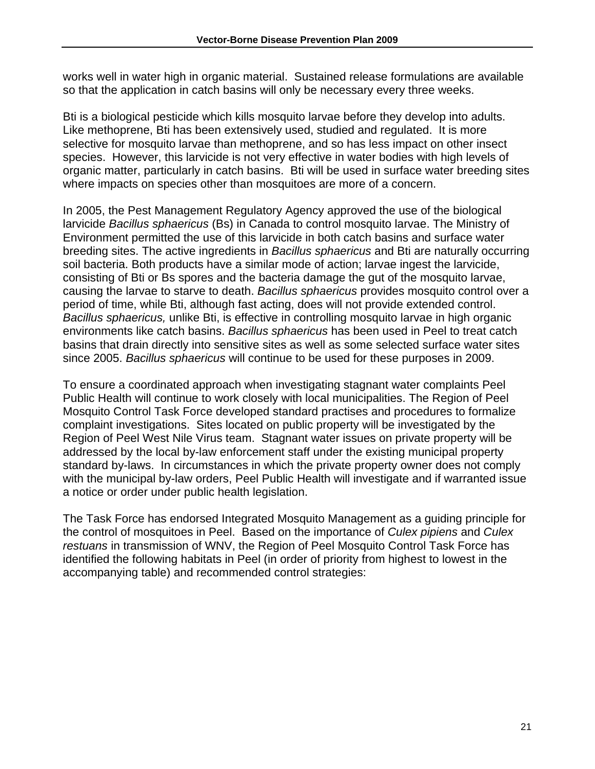works well in water high in organic material. Sustained release formulations are available so that the application in catch basins will only be necessary every three weeks.

Bti is a biological pesticide which kills mosquito larvae before they develop into adults. Like methoprene, Bti has been extensively used, studied and regulated. It is more selective for mosquito larvae than methoprene, and so has less impact on other insect species. However, this larvicide is not very effective in water bodies with high levels of organic matter, particularly in catch basins. Bti will be used in surface water breeding sites where impacts on species other than mosquitoes are more of a concern.

In 2005, the Pest Management Regulatory Agency approved the use of the biological larvicide *Bacillus sphaericus* (Bs) in Canada to control mosquito larvae. The Ministry of Environment permitted the use of this larvicide in both catch basins and surface water breeding sites. The active ingredients in *Bacillus sphaericus* and Bti are naturally occurring soil bacteria. Both products have a similar mode of action; larvae ingest the larvicide, consisting of Bti or Bs spores and the bacteria damage the gut of the mosquito larvae, causing the larvae to starve to death. *Bacillus sphaericus* provides mosquito control over a period of time, while Bti, although fast acting, does will not provide extended control. *Bacillus sphaericus,* unlike Bti, is effective in controlling mosquito larvae in high organic environments like catch basins. *Bacillus sphaericus* has been used in Peel to treat catch basins that drain directly into sensitive sites as well as some selected surface water sites since 2005. *Bacillus sphaericus* will continue to be used for these purposes in 2009.

To ensure a coordinated approach when investigating stagnant water complaints Peel Public Health will continue to work closely with local municipalities. The Region of Peel Mosquito Control Task Force developed standard practises and procedures to formalize complaint investigations. Sites located on public property will be investigated by the Region of Peel West Nile Virus team. Stagnant water issues on private property will be addressed by the local by-law enforcement staff under the existing municipal property standard by-laws. In circumstances in which the private property owner does not comply with the municipal by-law orders, Peel Public Health will investigate and if warranted issue a notice or order under public health legislation.

The Task Force has endorsed Integrated Mosquito Management as a guiding principle for the control of mosquitoes in Peel. Based on the importance of *Culex pipiens* and *Culex restuans* in transmission of WNV, the Region of Peel Mosquito Control Task Force has identified the following habitats in Peel (in order of priority from highest to lowest in the accompanying table) and recommended control strategies: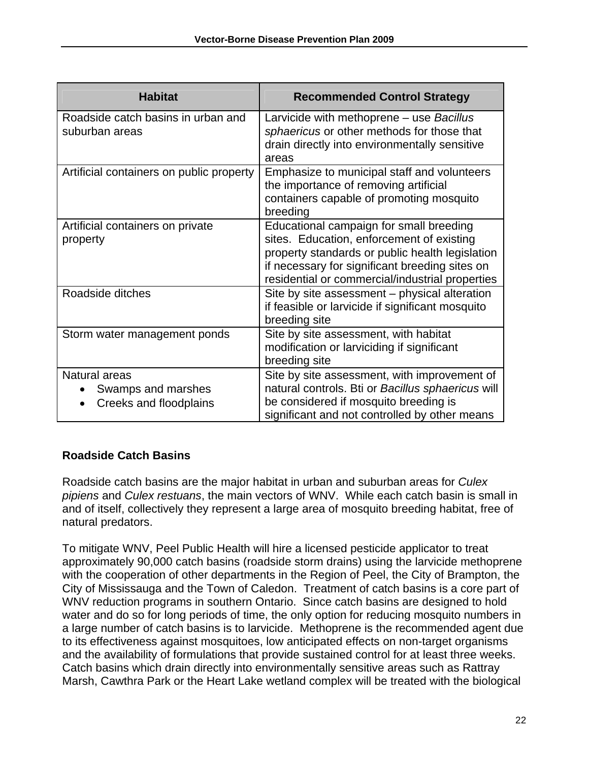| Habitat | Recommended Control Strategy |
| --- | --- |
| Roadside catch basins in urban and suburban areas | Larvicide with methoprene – use *Bacillus sphaericus* or other methods for those that drain directly into environmentally sensitive areas |
| Artificial containers on public property | Emphasize to municipal staff and volunteers the importance of removing artificial containers capable of promoting mosquito breeding |
| Artificial containers on private property | Educational campaign for small breeding sites. Education, enforcement of existing property standards or public health legislation if necessary for significant breeding sites on residential or commercial/industrial properties |
| Roadside ditches | Site by site assessment – physical alteration if feasible or larvicide if significant mosquito breeding site |
| Storm water management ponds | Site by site assessment, with habitat modification or larviciding if significant breeding site |
| Natural areas<br>• Swamps and marshes<br>• Creeks and floodplains | Site by site assessment, with improvement of natural controls. Bti or *Bacillus sphaericus* will be considered if mosquito breeding is significant and not controlled by other means |

### Roadside Catch Basins

Roadside catch basins are the major habitat in urban and suburban areas for *Culex pipiens* and *Culex restuans*, the main vectors of WNV. While each catch basin is small in and of itself, collectively they represent a large area of mosquito breeding habitat, free of natural predators.

To mitigate WNV, Peel Public Health will hire a licensed pesticide applicator to treat approximately 90,000 catch basins (roadside storm drains) using the larvicide methoprene with the cooperation of other departments in the Region of Peel, the City of Brampton, the City of Mississauga and the Town of Caledon. Treatment of catch basins is a core part of WNV reduction programs in southern Ontario. Since catch basins are designed to hold water and do so for long periods of time, the only option for reducing mosquito numbers in a large number of catch basins is to larvicide. Methoprene is the recommended agent due to its effectiveness against mosquitoes, low anticipated effects on non-target organisms and the availability of formulations that provide sustained control for at least three weeks. Catch basins which drain directly into environmentally sensitive areas such as Rattray Marsh, Cawthra Park or the Heart Lake wetland complex will be treated with the biological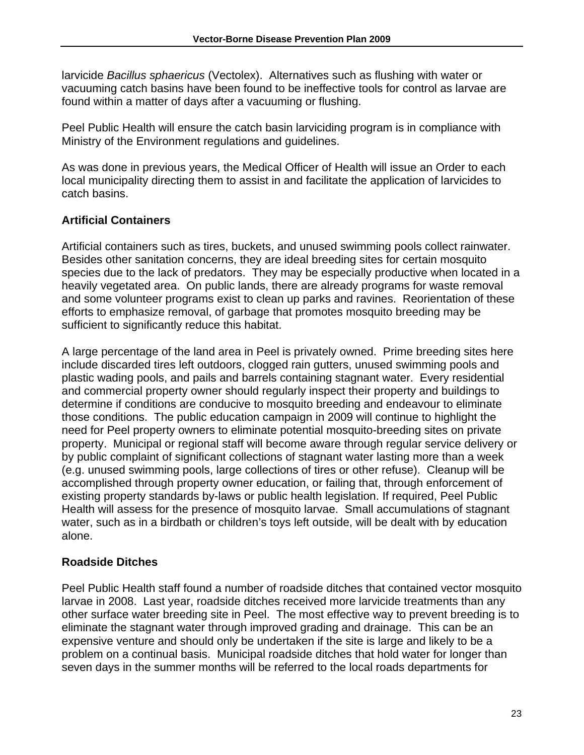larvicide *Bacillus sphaericus* (Vectolex). Alternatives such as flushing with water or vacuuming catch basins have been found to be ineffective tools for control as larvae are found within a matter of days after a vacuuming or flushing.

Peel Public Health will ensure the catch basin larviciding program is in compliance with Ministry of the Environment regulations and guidelines.

As was done in previous years, the Medical Officer of Health will issue an Order to each local municipality directing them to assist in and facilitate the application of larvicides to catch basins.

## Artificial Containers

Artificial containers such as tires, buckets, and unused swimming pools collect rainwater. Besides other sanitation concerns, they are ideal breeding sites for certain mosquito species due to the lack of predators. They may be especially productive when located in a heavily vegetated area. On public lands, there are already programs for waste removal and some volunteer programs exist to clean up parks and ravines. Reorientation of these efforts to emphasize removal, of garbage that promotes mosquito breeding may be sufficient to significantly reduce this habitat.

A large percentage of the land area in Peel is privately owned. Prime breeding sites here include discarded tires left outdoors, clogged rain gutters, unused swimming pools and plastic wading pools, and pails and barrels containing stagnant water. Every residential and commercial property owner should regularly inspect their property and buildings to determine if conditions are conducive to mosquito breeding and endeavour to eliminate those conditions. The public education campaign in 2009 will continue to highlight the need for Peel property owners to eliminate potential mosquito-breeding sites on private property. Municipal or regional staff will become aware through regular service delivery or by public complaint of significant collections of stagnant water lasting more than a week (e.g. unused swimming pools, large collections of tires or other refuse). Cleanup will be accomplished through property owner education, or failing that, through enforcement of existing property standards by-laws or public health legislation. If required, Peel Public Health will assess for the presence of mosquito larvae. Small accumulations of stagnant water, such as in a birdbath or children's toys left outside, will be dealt with by education alone.

## Roadside Ditches

Peel Public Health staff found a number of roadside ditches that contained vector mosquito larvae in 2008. Last year, roadside ditches received more larvicide treatments than any other surface water breeding site in Peel. The most effective way to prevent breeding is to eliminate the stagnant water through improved grading and drainage. This can be an expensive venture and should only be undertaken if the site is large and likely to be a problem on a continual basis. Municipal roadside ditches that hold water for longer than seven days in the summer months will be referred to the local roads departments for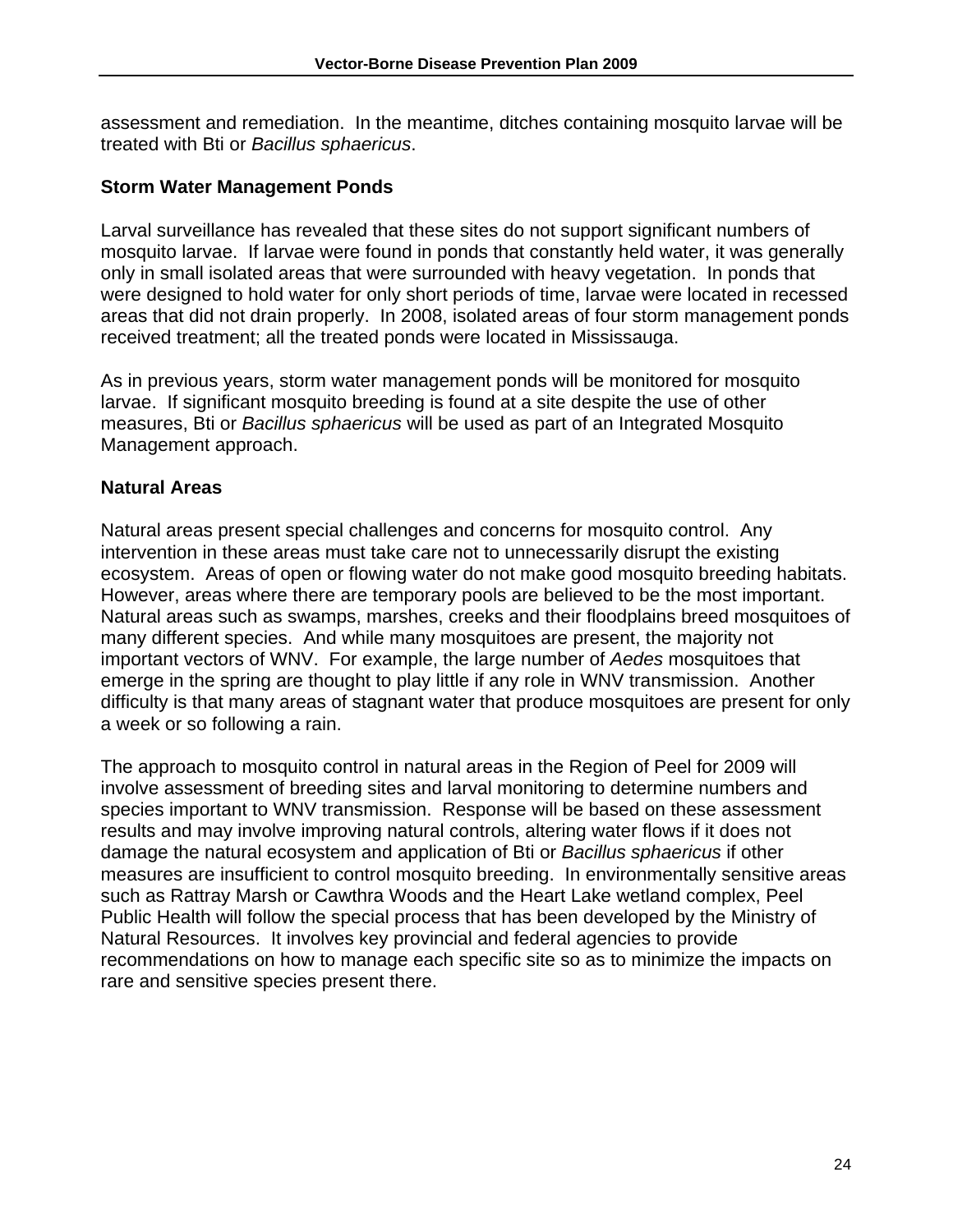assessment and remediation. In the meantime, ditches containing mosquito larvae will be treated with Bti or *Bacillus sphaericus*.

### Storm Water Management Ponds

Larval surveillance has revealed that these sites do not support significant numbers of mosquito larvae. If larvae were found in ponds that constantly held water, it was generally only in small isolated areas that were surrounded with heavy vegetation. In ponds that were designed to hold water for only short periods of time, larvae were located in recessed areas that did not drain properly. In 2008, isolated areas of four storm management ponds received treatment; all the treated ponds were located in Mississauga.

As in previous years, storm water management ponds will be monitored for mosquito larvae. If significant mosquito breeding is found at a site despite the use of other measures, Bti or *Bacillus sphaericus* will be used as part of an Integrated Mosquito Management approach.

### Natural Areas

Natural areas present special challenges and concerns for mosquito control. Any intervention in these areas must take care not to unnecessarily disrupt the existing ecosystem. Areas of open or flowing water do not make good mosquito breeding habitats. However, areas where there are temporary pools are believed to be the most important. Natural areas such as swamps, marshes, creeks and their floodplains breed mosquitoes of many different species. And while many mosquitoes are present, the majority not important vectors of WNV. For example, the large number of *Aedes* mosquitoes that emerge in the spring are thought to play little if any role in WNV transmission. Another difficulty is that many areas of stagnant water that produce mosquitoes are present for only a week or so following a rain.

The approach to mosquito control in natural areas in the Region of Peel for 2009 will involve assessment of breeding sites and larval monitoring to determine numbers and species important to WNV transmission. Response will be based on these assessment results and may involve improving natural controls, altering water flows if it does not damage the natural ecosystem and application of Bti or *Bacillus sphaericus* if other measures are insufficient to control mosquito breeding. In environmentally sensitive areas such as Rattray Marsh or Cawthra Woods and the Heart Lake wetland complex, Peel Public Health will follow the special process that has been developed by the Ministry of Natural Resources. It involves key provincial and federal agencies to provide recommendations on how to manage each specific site so as to minimize the impacts on rare and sensitive species present there.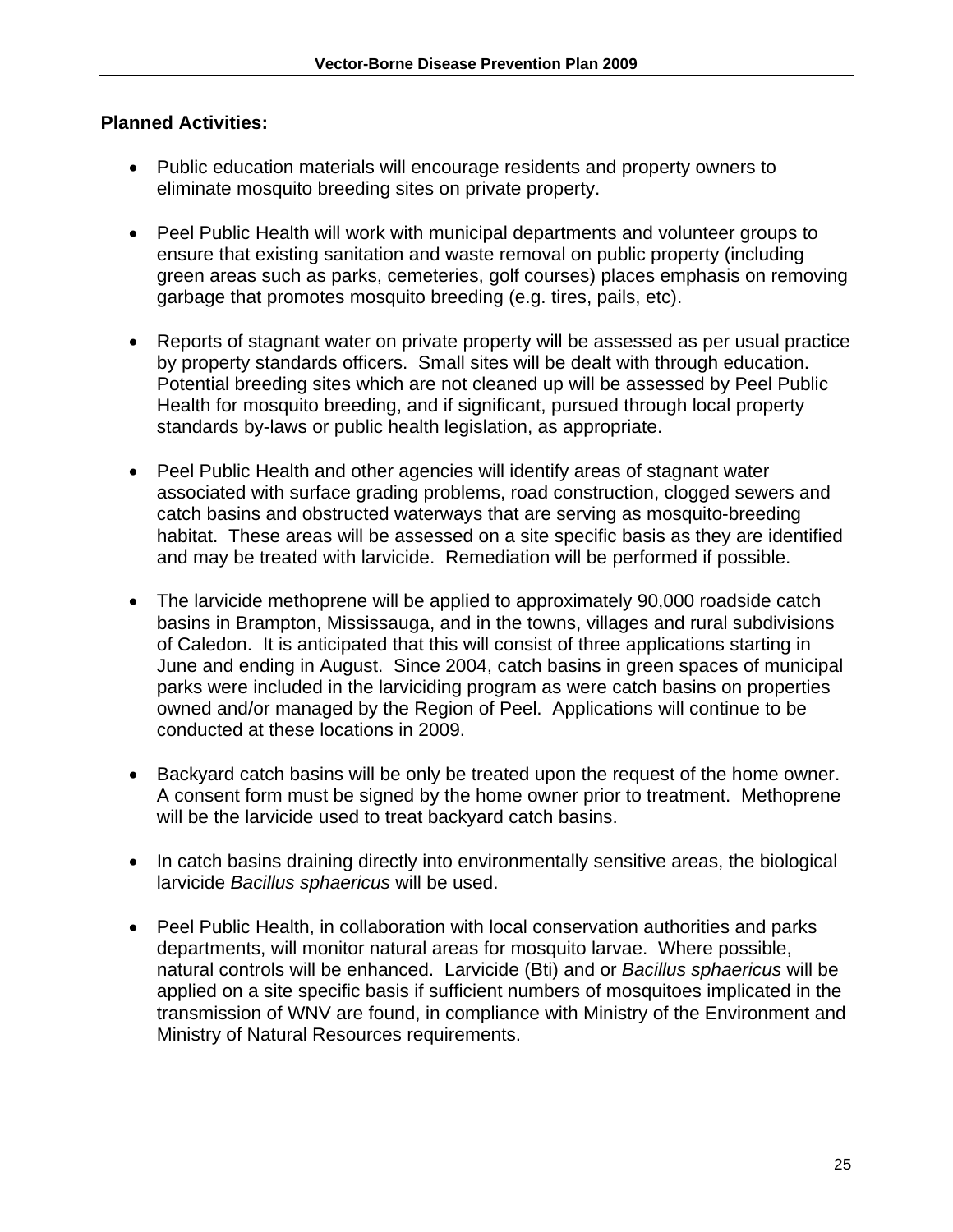**Planned Activities:**

- Public education materials will encourage residents and property owners to eliminate mosquito breeding sites on private property.

- Peel Public Health will work with municipal departments and volunteer groups to ensure that existing sanitation and waste removal on public property (including green areas such as parks, cemeteries, golf courses) places emphasis on removing garbage that promotes mosquito breeding (e.g. tires, pails, etc).

- Reports of stagnant water on private property will be assessed as per usual practice by property standards officers. Small sites will be dealt with through education. Potential breeding sites which are not cleaned up will be assessed by Peel Public Health for mosquito breeding, and if significant, pursued through local property standards by-laws or public health legislation, as appropriate.

- Peel Public Health and other agencies will identify areas of stagnant water associated with surface grading problems, road construction, clogged sewers and catch basins and obstructed waterways that are serving as mosquito-breeding habitat. These areas will be assessed on a site specific basis as they are identified and may be treated with larvicide. Remediation will be performed if possible.

- The larvicide methoprene will be applied to approximately 90,000 roadside catch basins in Brampton, Mississauga, and in the towns, villages and rural subdivisions of Caledon. It is anticipated that this will consist of three applications starting in June and ending in August. Since 2004, catch basins in green spaces of municipal parks were included in the larviciding program as were catch basins on properties owned and/or managed by the Region of Peel. Applications will continue to be conducted at these locations in 2009.

- Backyard catch basins will be only be treated upon the request of the home owner. A consent form must be signed by the home owner prior to treatment. Methoprene will be the larvicide used to treat backyard catch basins.

- In catch basins draining directly into environmentally sensitive areas, the biological larvicide *Bacillus sphaericus* will be used.

- Peel Public Health, in collaboration with local conservation authorities and parks departments, will monitor natural areas for mosquito larvae. Where possible, natural controls will be enhanced. Larvicide (Bti) and or *Bacillus sphaericus* will be applied on a site specific basis if sufficient numbers of mosquitoes implicated in the transmission of WNV are found, in compliance with Ministry of the Environment and Ministry of Natural Resources requirements.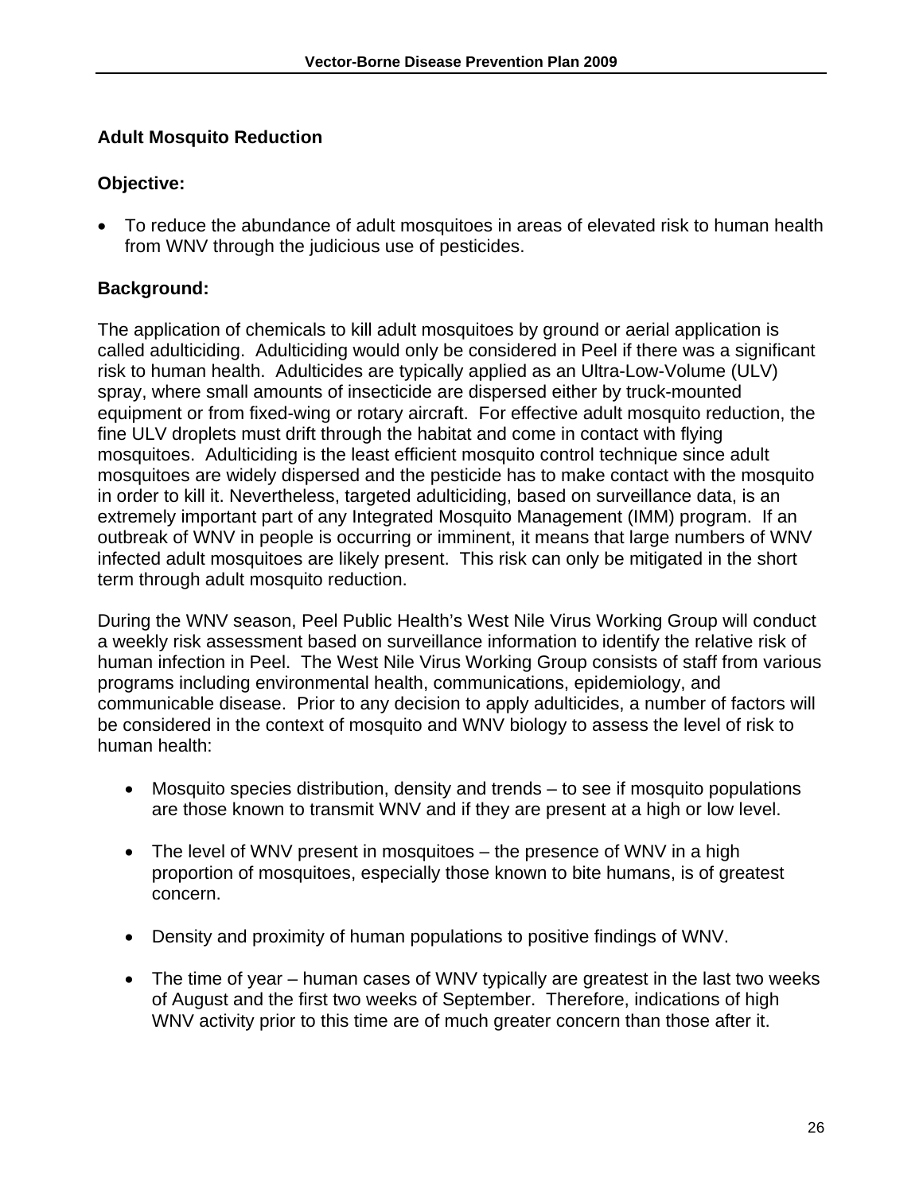## Adult Mosquito Reduction

### Objective:

- To reduce the abundance of adult mosquitoes in areas of elevated risk to human health from WNV through the judicious use of pesticides.

### Background:

The application of chemicals to kill adult mosquitoes by ground or aerial application is called adulticiding. Adulticiding would only be considered in Peel if there was a significant risk to human health. Adulticides are typically applied as an Ultra-Low-Volume (ULV) spray, where small amounts of insecticide are dispersed either by truck-mounted equipment or from fixed-wing or rotary aircraft. For effective adult mosquito reduction, the fine ULV droplets must drift through the habitat and come in contact with flying mosquitoes. Adulticiding is the least efficient mosquito control technique since adult mosquitoes are widely dispersed and the pesticide has to make contact with the mosquito in order to kill it. Nevertheless, targeted adulticiding, based on surveillance data, is an extremely important part of any Integrated Mosquito Management (IMM) program. If an outbreak of WNV in people is occurring or imminent, it means that large numbers of WNV infected adult mosquitoes are likely present. This risk can only be mitigated in the short term through adult mosquito reduction.

During the WNV season, Peel Public Health's West Nile Virus Working Group will conduct a weekly risk assessment based on surveillance information to identify the relative risk of human infection in Peel. The West Nile Virus Working Group consists of staff from various programs including environmental health, communications, epidemiology, and communicable disease. Prior to any decision to apply adulticides, a number of factors will be considered in the context of mosquito and WNV biology to assess the level of risk to human health:

- Mosquito species distribution, density and trends – to see if mosquito populations are those known to transmit WNV and if they are present at a high or low level.

- The level of WNV present in mosquitoes – the presence of WNV in a high proportion of mosquitoes, especially those known to bite humans, is of greatest concern.

- Density and proximity of human populations to positive findings of WNV.

- The time of year – human cases of WNV typically are greatest in the last two weeks of August and the first two weeks of September. Therefore, indications of high WNV activity prior to this time are of much greater concern than those after it.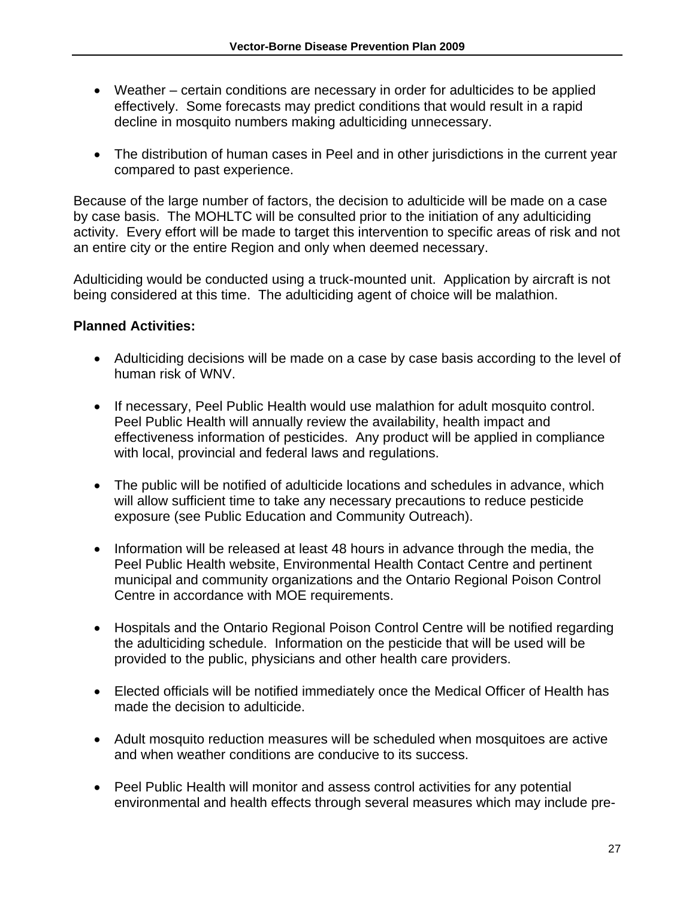- Weather – certain conditions are necessary in order for adulticides to be applied effectively. Some forecasts may predict conditions that would result in a rapid decline in mosquito numbers making adulticiding unnecessary.

- The distribution of human cases in Peel and in other jurisdictions in the current year compared to past experience.

Because of the large number of factors, the decision to adulticide will be made on a case by case basis. The MOHLTC will be consulted prior to the initiation of any adulticiding activity. Every effort will be made to target this intervention to specific areas of risk and not an entire city or the entire Region and only when deemed necessary.

Adulticiding would be conducted using a truck-mounted unit. Application by aircraft is not being considered at this time. The adulticiding agent of choice will be malathion.

**Planned Activities:**

- Adulticiding decisions will be made on a case by case basis according to the level of human risk of WNV.

- If necessary, Peel Public Health would use malathion for adult mosquito control. Peel Public Health will annually review the availability, health impact and effectiveness information of pesticides. Any product will be applied in compliance with local, provincial and federal laws and regulations.

- The public will be notified of adulticide locations and schedules in advance, which will allow sufficient time to take any necessary precautions to reduce pesticide exposure (see Public Education and Community Outreach).

- Information will be released at least 48 hours in advance through the media, the Peel Public Health website, Environmental Health Contact Centre and pertinent municipal and community organizations and the Ontario Regional Poison Control Centre in accordance with MOE requirements.

- Hospitals and the Ontario Regional Poison Control Centre will be notified regarding the adulticiding schedule. Information on the pesticide that will be used will be provided to the public, physicians and other health care providers.

- Elected officials will be notified immediately once the Medical Officer of Health has made the decision to adulticide.

- Adult mosquito reduction measures will be scheduled when mosquitoes are active and when weather conditions are conducive to its success.

- Peel Public Health will monitor and assess control activities for any potential environmental and health effects through several measures which may include pre-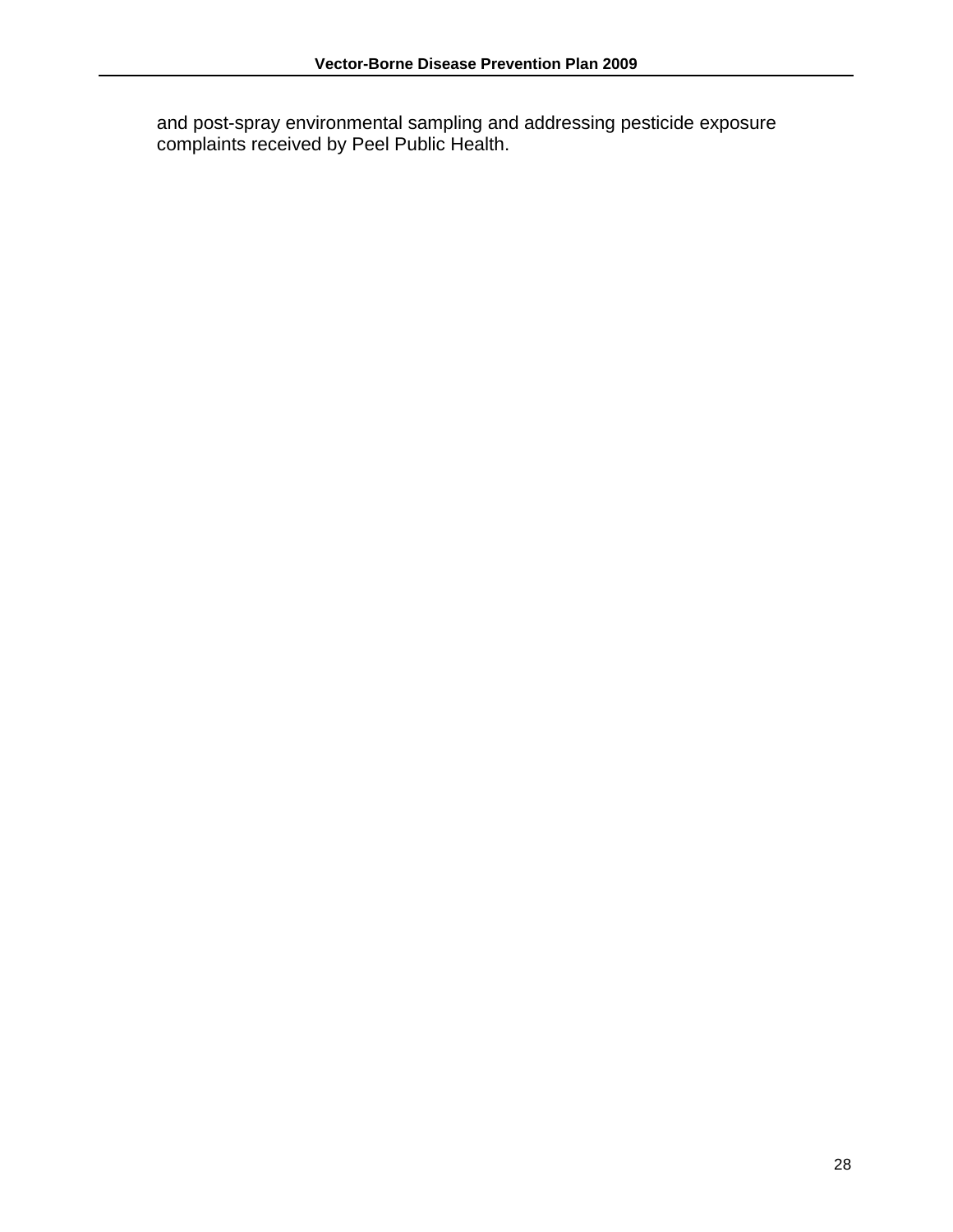and post-spray environmental sampling and addressing pesticide exposure complaints received by Peel Public Health.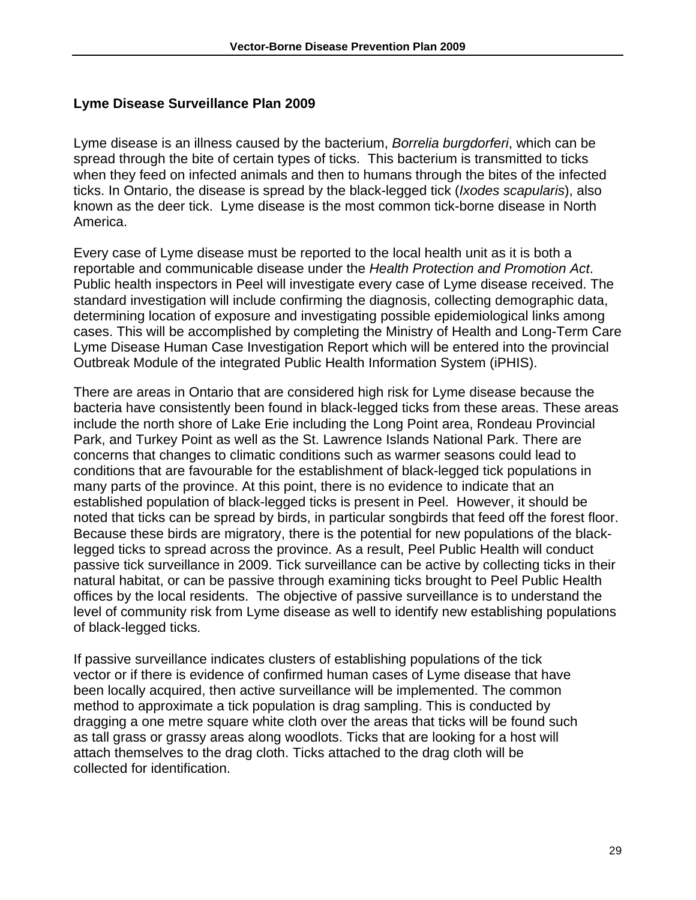## Lyme Disease Surveillance Plan 2009

Lyme disease is an illness caused by the bacterium, *Borrelia burgdorferi*, which can be spread through the bite of certain types of ticks. This bacterium is transmitted to ticks when they feed on infected animals and then to humans through the bites of the infected ticks. In Ontario, the disease is spread by the black-legged tick (*Ixodes scapularis*), also known as the deer tick. Lyme disease is the most common tick-borne disease in North America.

Every case of Lyme disease must be reported to the local health unit as it is both a reportable and communicable disease under the *Health Protection and Promotion Act*. Public health inspectors in Peel will investigate every case of Lyme disease received. The standard investigation will include confirming the diagnosis, collecting demographic data, determining location of exposure and investigating possible epidemiological links among cases. This will be accomplished by completing the Ministry of Health and Long-Term Care Lyme Disease Human Case Investigation Report which will be entered into the provincial Outbreak Module of the integrated Public Health Information System (iPHIS).

There are areas in Ontario that are considered high risk for Lyme disease because the bacteria have consistently been found in black-legged ticks from these areas. These areas include the north shore of Lake Erie including the Long Point area, Rondeau Provincial Park, and Turkey Point as well as the St. Lawrence Islands National Park. There are concerns that changes to climatic conditions such as warmer seasons could lead to conditions that are favourable for the establishment of black-legged tick populations in many parts of the province. At this point, there is no evidence to indicate that an established population of black-legged ticks is present in Peel. However, it should be noted that ticks can be spread by birds, in particular songbirds that feed off the forest floor. Because these birds are migratory, there is the potential for new populations of the black-legged ticks to spread across the province. As a result, Peel Public Health will conduct passive tick surveillance in 2009. Tick surveillance can be active by collecting ticks in their natural habitat, or can be passive through examining ticks brought to Peel Public Health offices by the local residents. The objective of passive surveillance is to understand the level of community risk from Lyme disease as well to identify new establishing populations of black-legged ticks.

If passive surveillance indicates clusters of establishing populations of the tick vector or if there is evidence of confirmed human cases of Lyme disease that have been locally acquired, then active surveillance will be implemented. The common method to approximate a tick population is drag sampling. This is conducted by dragging a one metre square white cloth over the areas that ticks will be found such as tall grass or grassy areas along woodlots. Ticks that are looking for a host will attach themselves to the drag cloth. Ticks attached to the drag cloth will be collected for identification.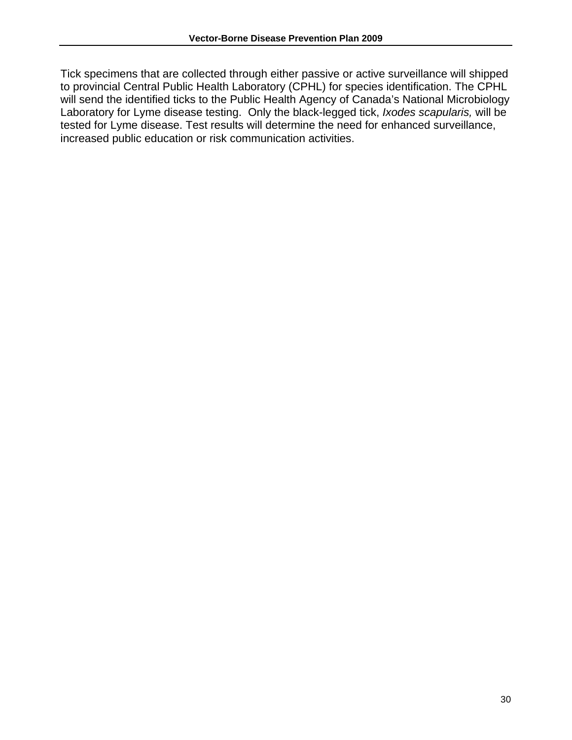Tick specimens that are collected through either passive or active surveillance will shipped to provincial Central Public Health Laboratory (CPHL) for species identification. The CPHL will send the identified ticks to the Public Health Agency of Canada's National Microbiology Laboratory for Lyme disease testing. Only the black-legged tick, *Ixodes scapularis,* will be tested for Lyme disease. Test results will determine the need for enhanced surveillance, increased public education or risk communication activities.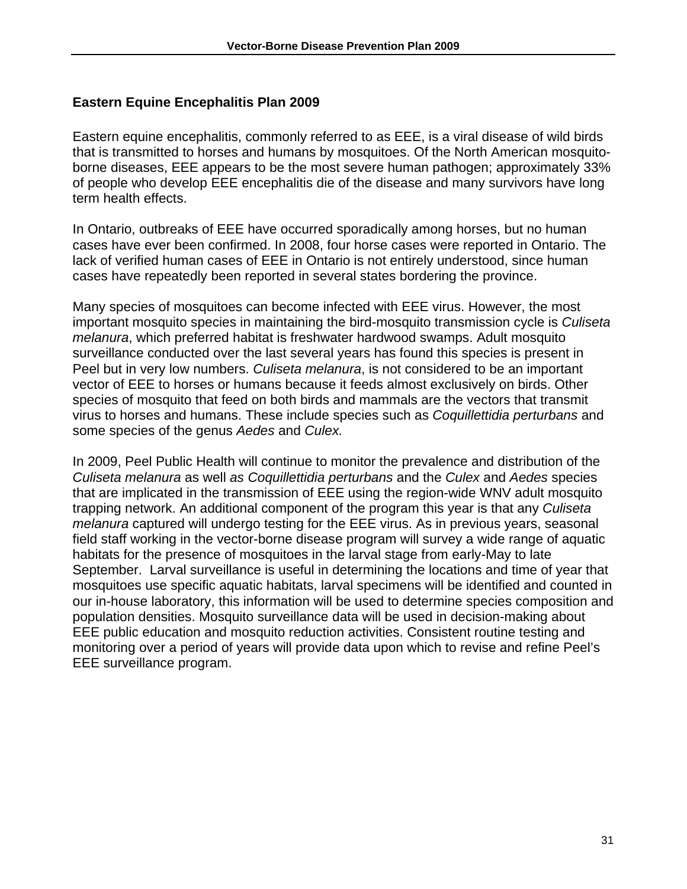## Eastern Equine Encephalitis Plan 2009

Eastern equine encephalitis, commonly referred to as EEE, is a viral disease of wild birds that is transmitted to horses and humans by mosquitoes. Of the North American mosquito-borne diseases, EEE appears to be the most severe human pathogen; approximately 33% of people who develop EEE encephalitis die of the disease and many survivors have long term health effects.

In Ontario, outbreaks of EEE have occurred sporadically among horses, but no human cases have ever been confirmed. In 2008, four horse cases were reported in Ontario. The lack of verified human cases of EEE in Ontario is not entirely understood, since human cases have repeatedly been reported in several states bordering the province.

Many species of mosquitoes can become infected with EEE virus. However, the most important mosquito species in maintaining the bird-mosquito transmission cycle is *Culiseta melanura*, which preferred habitat is freshwater hardwood swamps. Adult mosquito surveillance conducted over the last several years has found this species is present in Peel but in very low numbers. *Culiseta melanura*, is not considered to be an important vector of EEE to horses or humans because it feeds almost exclusively on birds. Other species of mosquito that feed on both birds and mammals are the vectors that transmit virus to horses and humans. These include species such as *Coquillettidia perturbans* and some species of the genus *Aedes* and *Culex.*

In 2009, Peel Public Health will continue to monitor the prevalence and distribution of the *Culiseta melanura* as well *as Coquillettidia perturbans* and the *Culex* and *Aedes* species that are implicated in the transmission of EEE using the region-wide WNV adult mosquito trapping network. An additional component of the program this year is that any *Culiseta melanura* captured will undergo testing for the EEE virus. As in previous years, seasonal field staff working in the vector-borne disease program will survey a wide range of aquatic habitats for the presence of mosquitoes in the larval stage from early-May to late September. Larval surveillance is useful in determining the locations and time of year that mosquitoes use specific aquatic habitats, larval specimens will be identified and counted in our in-house laboratory, this information will be used to determine species composition and population densities. Mosquito surveillance data will be used in decision-making about EEE public education and mosquito reduction activities. Consistent routine testing and monitoring over a period of years will provide data upon which to revise and refine Peel's EEE surveillance program.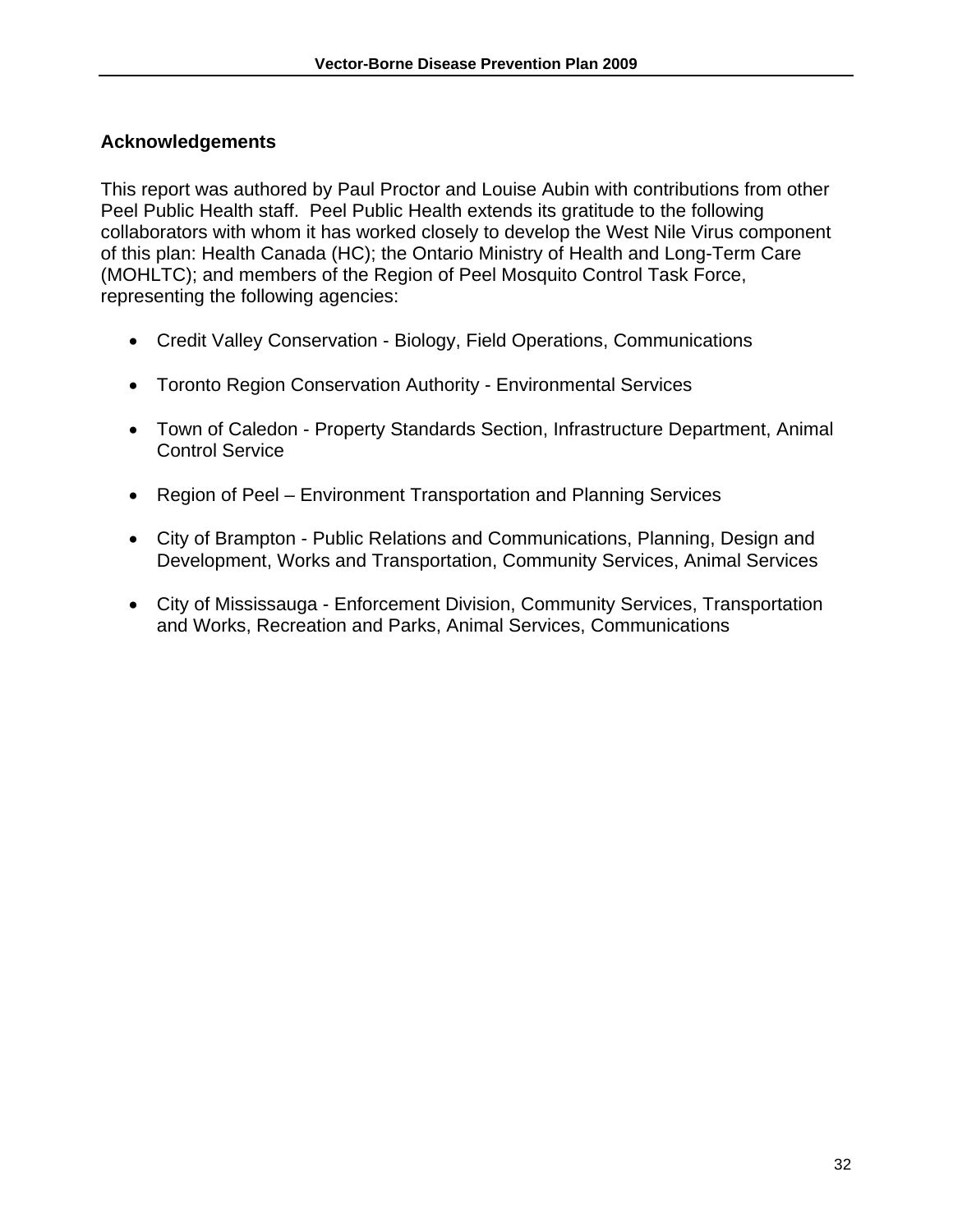## Acknowledgements

This report was authored by Paul Proctor and Louise Aubin with contributions from other Peel Public Health staff. Peel Public Health extends its gratitude to the following collaborators with whom it has worked closely to develop the West Nile Virus component of this plan: Health Canada (HC); the Ontario Ministry of Health and Long-Term Care (MOHLTC); and members of the Region of Peel Mosquito Control Task Force, representing the following agencies:

- Credit Valley Conservation - Biology, Field Operations, Communications
- Toronto Region Conservation Authority - Environmental Services
- Town of Caledon - Property Standards Section, Infrastructure Department, Animal Control Service
- Region of Peel – Environment Transportation and Planning Services
- City of Brampton - Public Relations and Communications, Planning, Design and Development, Works and Transportation, Community Services, Animal Services
- City of Mississauga - Enforcement Division, Community Services, Transportation and Works, Recreation and Parks, Animal Services, Communications